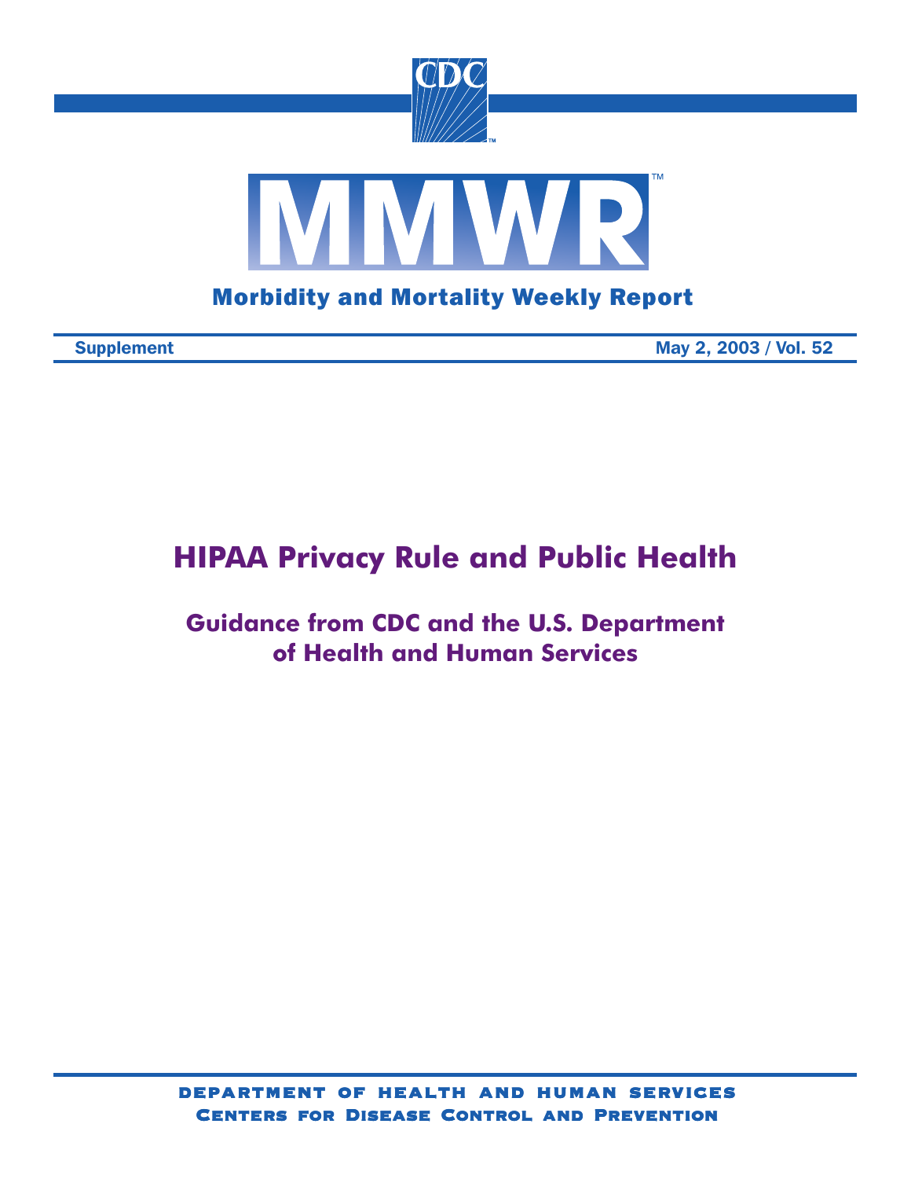CDC

MMWR™

Morbidity and Mortality Weekly Report

Supplement May 2, 2003 / Vol. 52

# HIPAA Privacy Rule and Public Health

## Guidance from CDC and the U.S. Department of Health and Human Services

DEPARTMENT OF HEALTH AND HUMAN SERVICES
CENTERS FOR DISEASE CONTROL AND PREVENTION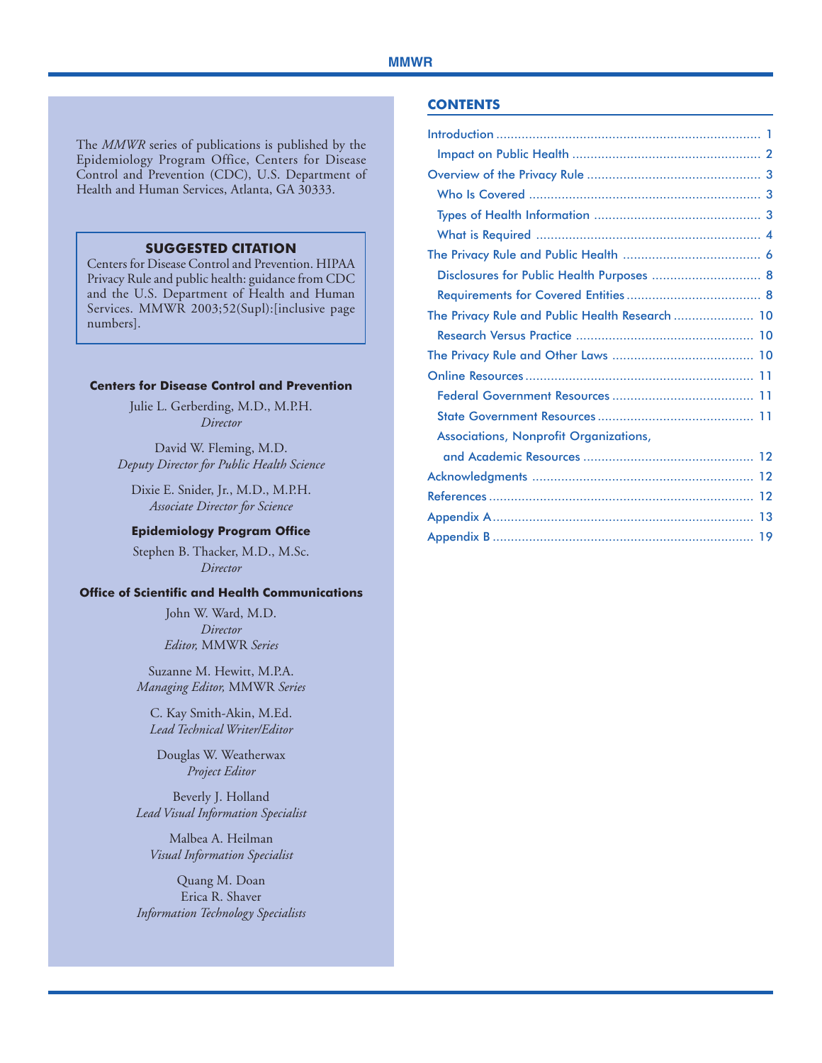The *MMWR* series of publications is published by the Epidemiology Program Office, Centers for Disease Control and Prevention (CDC), U.S. Department of Health and Human Services, Atlanta, GA 30333.

**SUGGESTED CITATION**

Centers for Disease Control and Prevention. HIPAA Privacy Rule and public health: guidance from CDC and the U.S. Department of Health and Human Services. MMWR 2003;52(Supl):[inclusive page numbers].

**Centers for Disease Control and Prevention**

Julie L. Gerberding, M.D., M.P.H.
*Director*

David W. Fleming, M.D.
*Deputy Director for Public Health Science*

Dixie E. Snider, Jr., M.D., M.P.H.
*Associate Director for Science*

**Epidemiology Program Office**

Stephen B. Thacker, M.D., M.Sc.
*Director*

**Office of Scientific and Health Communications**

John W. Ward, M.D.
*Director*
*Editor,* MMWR *Series*

Suzanne M. Hewitt, M.P.A.
*Managing Editor,* MMWR *Series*

C. Kay Smith-Akin, M.Ed.
*Lead Technical Writer/Editor*

Douglas W. Weatherwax
*Project Editor*

Beverly J. Holland
*Lead Visual Information Specialist*

Malbea A. Heilman
*Visual Information Specialist*

Quang M. Doan
Erica R. Shaver
*Information Technology Specialists*

## CONTENTS

- Introduction ... 1
  - Impact on Public Health ... 2
- Overview of the Privacy Rule ... 3
  - Who Is Covered ... 3
  - Types of Health Information ... 3
  - What is Required ... 4
- The Privacy Rule and Public Health ... 6
  - Disclosures for Public Health Purposes ... 8
  - Requirements for Covered Entities ... 8
- The Privacy Rule and Public Health Research ... 10
  - Research Versus Practice ... 10
- The Privacy Rule and Other Laws ... 10
- Online Resources ... 11
  - Federal Government Resources ... 11
  - State Government Resources ... 11
  - Associations, Nonprofit Organizations, and Academic Resources ... 12
- Acknowledgments ... 12
- References ... 12
- Appendix A ... 13
- Appendix B ... 19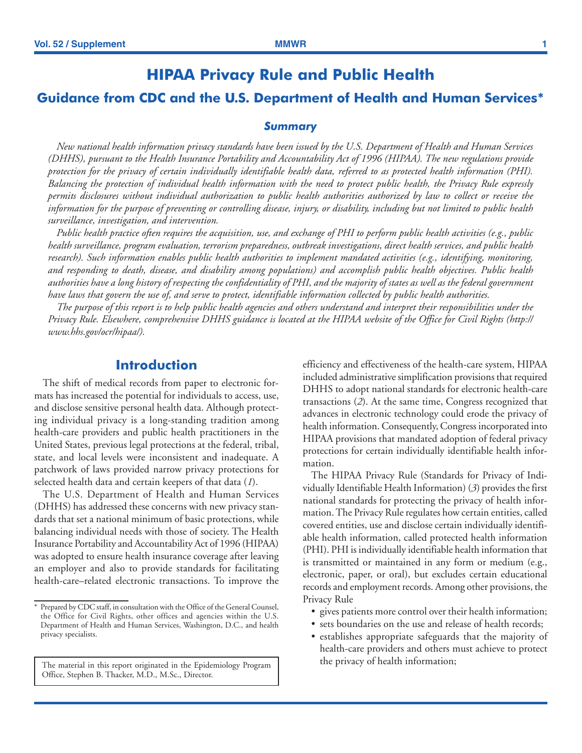# HIPAA Privacy Rule and Public Health

## Guidance from CDC and the U.S. Department of Health and Human Services*

### *Summary*

*New national health information privacy standards have been issued by the U.S. Department of Health and Human Services (DHHS), pursuant to the Health Insurance Portability and Accountability Act of 1996 (HIPAA). The new regulations provide protection for the privacy of certain individually identifiable health data, referred to as protected health information (PHI). Balancing the protection of individual health information with the need to protect public health, the Privacy Rule expressly permits disclosures without individual authorization to public health authorities authorized by law to collect or receive the information for the purpose of preventing or controlling disease, injury, or disability, including but not limited to public health surveillance, investigation, and intervention.*

*Public health practice often requires the acquisition, use, and exchange of PHI to perform public health activities (e.g., public health surveillance, program evaluation, terrorism preparedness, outbreak investigations, direct health services, and public health research). Such information enables public health authorities to implement mandated activities (e.g., identifying, monitoring, and responding to death, disease, and disability among populations) and accomplish public health objectives. Public health authorities have a long history of respecting the confidentiality of PHI, and the majority of states as well as the federal government have laws that govern the use of, and serve to protect, identifiable information collected by public health authorities.*

*The purpose of this report is to help public health agencies and others understand and interpret their responsibilities under the Privacy Rule. Elsewhere, comprehensive DHHS guidance is located at the HIPAA website of the Office for Civil Rights (http://www.hhs.gov/ocr/hipaa/).*

## Introduction

The shift of medical records from paper to electronic formats has increased the potential for individuals to access, use, and disclose sensitive personal health data. Although protecting individual privacy is a long-standing tradition among health-care providers and public health practitioners in the United States, previous legal protections at the federal, tribal, state, and local levels were inconsistent and inadequate. A patchwork of laws provided narrow privacy protections for selected health data and certain keepers of that data (*1*).

The U.S. Department of Health and Human Services (DHHS) has addressed these concerns with new privacy standards that set a national minimum of basic protections, while balancing individual needs with those of society. The Health Insurance Portability and Accountability Act of 1996 (HIPAA) was adopted to ensure health insurance coverage after leaving an employer and also to provide standards for facilitating health-care–related electronic transactions. To improve the efficiency and effectiveness of the health-care system, HIPAA included administrative simplification provisions that required DHHS to adopt national standards for electronic health-care transactions (*2*). At the same time, Congress recognized that advances in electronic technology could erode the privacy of health information. Consequently, Congress incorporated into HIPAA provisions that mandated adoption of federal privacy protections for certain individually identifiable health information.

The HIPAA Privacy Rule (Standards for Privacy of Individually Identifiable Health Information) (*3*) provides the first national standards for protecting the privacy of health information. The Privacy Rule regulates how certain entities, called covered entities, use and disclose certain individually identifiable health information, called protected health information (PHI). PHI is individually identifiable health information that is transmitted or maintained in any form or medium (e.g., electronic, paper, or oral), but excludes certain educational records and employment records. Among other provisions, the Privacy Rule

- gives patients more control over their health information;
- sets boundaries on the use and release of health records;
- establishes appropriate safeguards that the majority of health-care providers and others must achieve to protect the privacy of health information;

\* Prepared by CDC staff, in consultation with the Office of the General Counsel, the Office for Civil Rights, other offices and agencies within the U.S. Department of Health and Human Services, Washington, D.C., and health privacy specialists.

The material in this report originated in the Epidemiology Program Office, Stephen B. Thacker, M.D., M.Sc., Director.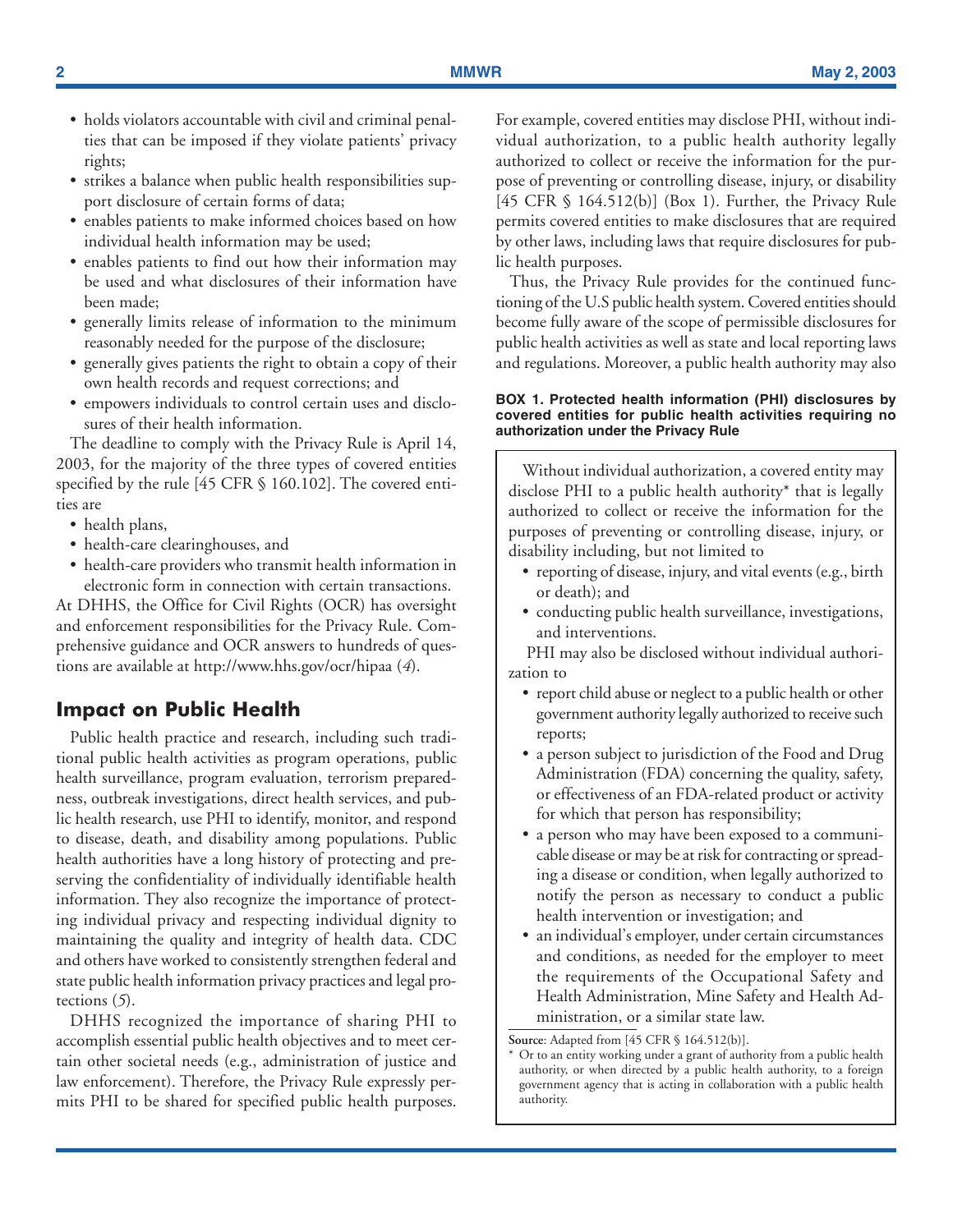- holds violators accountable with civil and criminal penalties that can be imposed if they violate patients' privacy rights;
- strikes a balance when public health responsibilities support disclosure of certain forms of data;
- enables patients to make informed choices based on how individual health information may be used;
- enables patients to find out how their information may be used and what disclosures of their information have been made;
- generally limits release of information to the minimum reasonably needed for the purpose of the disclosure;
- generally gives patients the right to obtain a copy of their own health records and request corrections; and
- empowers individuals to control certain uses and disclosures of their health information.

The deadline to comply with the Privacy Rule is April 14, 2003, for the majority of the three types of covered entities specified by the rule [45 CFR § 160.102]. The covered entities are

- health plans,
- health-care clearinghouses, and
- health-care providers who transmit health information in electronic form in connection with certain transactions.

At DHHS, the Office for Civil Rights (OCR) has oversight and enforcement responsibilities for the Privacy Rule. Comprehensive guidance and OCR answers to hundreds of questions are available at http://www.hhs.gov/ocr/hipaa (*4*).

## Impact on Public Health

Public health practice and research, including such traditional public health activities as program operations, public health surveillance, program evaluation, terrorism preparedness, outbreak investigations, direct health services, and public health research, use PHI to identify, monitor, and respond to disease, death, and disability among populations. Public health authorities have a long history of protecting and preserving the confidentiality of individually identifiable health information. They also recognize the importance of protecting individual privacy and respecting individual dignity to maintaining the quality and integrity of health data. CDC and others have worked to consistently strengthen federal and state public health information privacy practices and legal protections (*5*).

DHHS recognized the importance of sharing PHI to accomplish essential public health objectives and to meet certain other societal needs (e.g., administration of justice and law enforcement). Therefore, the Privacy Rule expressly permits PHI to be shared for specified public health purposes. For example, covered entities may disclose PHI, without individual authorization, to a public health authority legally authorized to collect or receive the information for the purpose of preventing or controlling disease, injury, or disability [45 CFR § 164.512(b)] (Box 1). Further, the Privacy Rule permits covered entities to make disclosures that are required by other laws, including laws that require disclosures for public health purposes.

Thus, the Privacy Rule provides for the continued functioning of the U.S public health system. Covered entities should become fully aware of the scope of permissible disclosures for public health activities as well as state and local reporting laws and regulations. Moreover, a public health authority may also

**BOX 1. Protected health information (PHI) disclosures by covered entities for public health activities requiring no authorization under the Privacy Rule**

Without individual authorization, a covered entity may disclose PHI to a public health authority* that is legally authorized to collect or receive the information for the purposes of preventing or controlling disease, injury, or disability including, but not limited to

- reporting of disease, injury, and vital events (e.g., birth or death); and
- conducting public health surveillance, investigations, and interventions.

PHI may also be disclosed without individual authorization to

- report child abuse or neglect to a public health or other government authority legally authorized to receive such reports;
- a person subject to jurisdiction of the Food and Drug Administration (FDA) concerning the quality, safety, or effectiveness of an FDA-related product or activity for which that person has responsibility;
- a person who may have been exposed to a communicable disease or may be at risk for contracting or spreading a disease or condition, when legally authorized to notify the person as necessary to conduct a public health intervention or investigation; and
- an individual's employer, under certain circumstances and conditions, as needed for the employer to meet the requirements of the Occupational Safety and Health Administration, Mine Safety and Health Administration, or a similar state law.

**Source**: Adapted from [45 CFR § 164.512(b)].

\* Or to an entity working under a grant of authority from a public health authority, or when directed by a public health authority, to a foreign government agency that is acting in collaboration with a public health authority.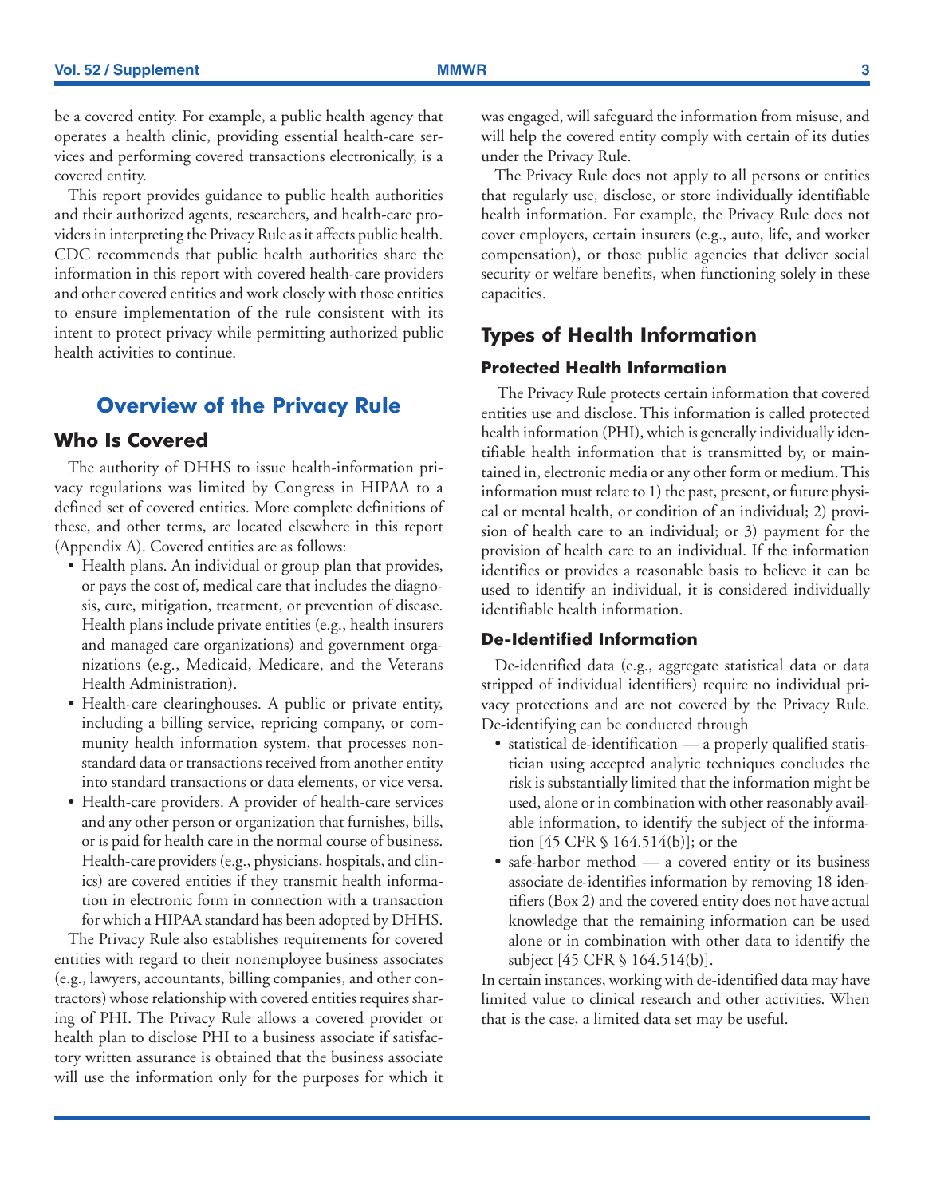be a covered entity. For example, a public health agency that operates a health clinic, providing essential health-care services and performing covered transactions electronically, is a covered entity.

This report provides guidance to public health authorities and their authorized agents, researchers, and health-care providers in interpreting the Privacy Rule as it affects public health. CDC recommends that public health authorities share the information in this report with covered health-care providers and other covered entities and work closely with those entities to ensure implementation of the rule consistent with its intent to protect privacy while permitting authorized public health activities to continue.

## Overview of the Privacy Rule

### Who Is Covered

The authority of DHHS to issue health-information privacy regulations was limited by Congress in HIPAA to a defined set of covered entities. More complete definitions of these, and other terms, are located elsewhere in this report (Appendix A). Covered entities are as follows:

- Health plans. An individual or group plan that provides, or pays the cost of, medical care that includes the diagnosis, cure, mitigation, treatment, or prevention of disease. Health plans include private entities (e.g., health insurers and managed care organizations) and government organizations (e.g., Medicaid, Medicare, and the Veterans Health Administration).
- Health-care clearinghouses. A public or private entity, including a billing service, repricing company, or community health information system, that processes nonstandard data or transactions received from another entity into standard transactions or data elements, or vice versa.
- Health-care providers. A provider of health-care services and any other person or organization that furnishes, bills, or is paid for health care in the normal course of business. Health-care providers (e.g., physicians, hospitals, and clinics) are covered entities if they transmit health information in electronic form in connection with a transaction for which a HIPAA standard has been adopted by DHHS.

The Privacy Rule also establishes requirements for covered entities with regard to their nonemployee business associates (e.g., lawyers, accountants, billing companies, and other contractors) whose relationship with covered entities requires sharing of PHI. The Privacy Rule allows a covered provider or health plan to disclose PHI to a business associate if satisfactory written assurance is obtained that the business associate will use the information only for the purposes for which it was engaged, will safeguard the information from misuse, and will help the covered entity comply with certain of its duties under the Privacy Rule.

The Privacy Rule does not apply to all persons or entities that regularly use, disclose, or store individually identifiable health information. For example, the Privacy Rule does not cover employers, certain insurers (e.g., auto, life, and worker compensation), or those public agencies that deliver social security or welfare benefits, when functioning solely in these capacities.

### Types of Health Information

#### Protected Health Information

The Privacy Rule protects certain information that covered entities use and disclose. This information is called protected health information (PHI), which is generally individually identifiable health information that is transmitted by, or maintained in, electronic media or any other form or medium. This information must relate to 1) the past, present, or future physical or mental health, or condition of an individual; 2) provision of health care to an individual; or 3) payment for the provision of health care to an individual. If the information identifies or provides a reasonable basis to believe it can be used to identify an individual, it is considered individually identifiable health information.

#### De-Identified Information

De-identified data (e.g., aggregate statistical data or data stripped of individual identifiers) require no individual privacy protections and are not covered by the Privacy Rule. De-identifying can be conducted through

- statistical de-identification — a properly qualified statistician using accepted analytic techniques concludes the risk is substantially limited that the information might be used, alone or in combination with other reasonably available information, to identify the subject of the information [45 CFR § 164.514(b)]; or the
- safe-harbor method — a covered entity or its business associate de-identifies information by removing 18 identifiers (Box 2) and the covered entity does not have actual knowledge that the remaining information can be used alone or in combination with other data to identify the subject [45 CFR § 164.514(b)].

In certain instances, working with de-identified data may have limited value to clinical research and other activities. When that is the case, a limited data set may be useful.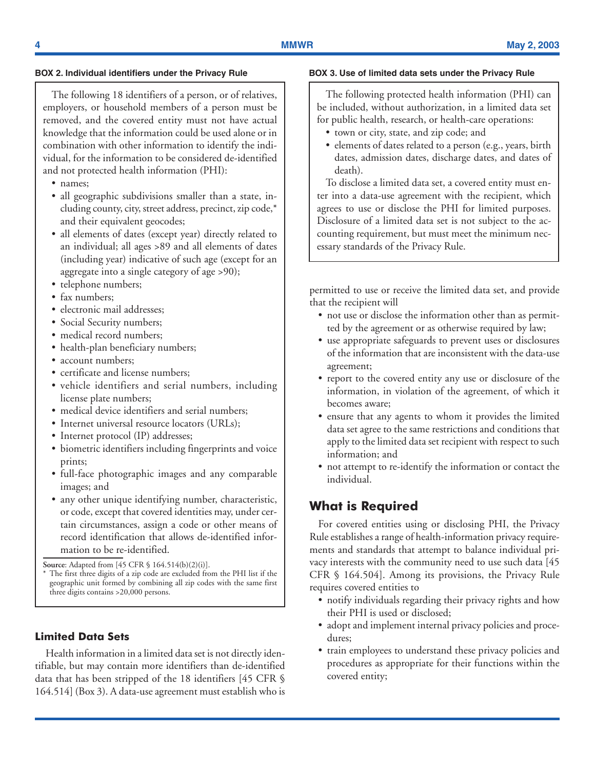**BOX 2. Individual identifiers under the Privacy Rule**

The following 18 identifiers of a person, or of relatives, employers, or household members of a person must be removed, and the covered entity must not have actual knowledge that the information could be used alone or in combination with other information to identify the individual, for the information to be considered de-identified and not protected health information (PHI):

- names;
- all geographic subdivisions smaller than a state, including county, city, street address, precinct, zip code,* and their equivalent geocodes;
- all elements of dates (except year) directly related to an individual; all ages >89 and all elements of dates (including year) indicative of such age (except for an aggregate into a single category of age >90);
- telephone numbers;
- fax numbers;
- electronic mail addresses;
- Social Security numbers;
- medical record numbers;
- health-plan beneficiary numbers;
- account numbers;
- certificate and license numbers;
- vehicle identifiers and serial numbers, including license plate numbers;
- medical device identifiers and serial numbers;
- Internet universal resource locators (URLs);
- Internet protocol (IP) addresses;
- biometric identifiers including fingerprints and voice prints;
- full-face photographic images and any comparable images; and
- any other unique identifying number, characteristic, or code, except that covered identities may, under certain circumstances, assign a code or other means of record identification that allows de-identified information to be re-identified.

**Source**: Adapted from [45 CFR § 164.514(b)(2)(i)].

\* The first three digits of a zip code are excluded from the PHI list if the geographic unit formed by combining all zip codes with the same first three digits contains >20,000 persons.

### Limited Data Sets

Health information in a limited data set is not directly identifiable, but may contain more identifiers than de-identified data that has been stripped of the 18 identifiers [45 CFR § 164.514] (Box 3). A data-use agreement must establish who is permitted to use or receive the limited data set, and provide that the recipient will

- not use or disclose the information other than as permitted by the agreement or as otherwise required by law;
- use appropriate safeguards to prevent uses or disclosures of the information that are inconsistent with the data-use agreement;
- report to the covered entity any use or disclosure of the information, in violation of the agreement, of which it becomes aware;
- ensure that any agents to whom it provides the limited data set agree to the same restrictions and conditions that apply to the limited data set recipient with respect to such information; and
- not attempt to re-identify the information or contact the individual.

**BOX 3. Use of limited data sets under the Privacy Rule**

The following protected health information (PHI) can be included, without authorization, in a limited data set for public health, research, or health-care operations:

- town or city, state, and zip code; and
- elements of dates related to a person (e.g., years, birth dates, admission dates, discharge dates, and dates of death).

To disclose a limited data set, a covered entity must enter into a data-use agreement with the recipient, which agrees to use or disclose the PHI for limited purposes. Disclosure of a limited data set is not subject to the accounting requirement, but must meet the minimum necessary standards of the Privacy Rule.

## What is Required

For covered entities using or disclosing PHI, the Privacy Rule establishes a range of health-information privacy requirements and standards that attempt to balance individual privacy interests with the community need to use such data [45 CFR § 164.504]. Among its provisions, the Privacy Rule requires covered entities to

- notify individuals regarding their privacy rights and how their PHI is used or disclosed;
- adopt and implement internal privacy policies and procedures;
- train employees to understand these privacy policies and procedures as appropriate for their functions within the covered entity;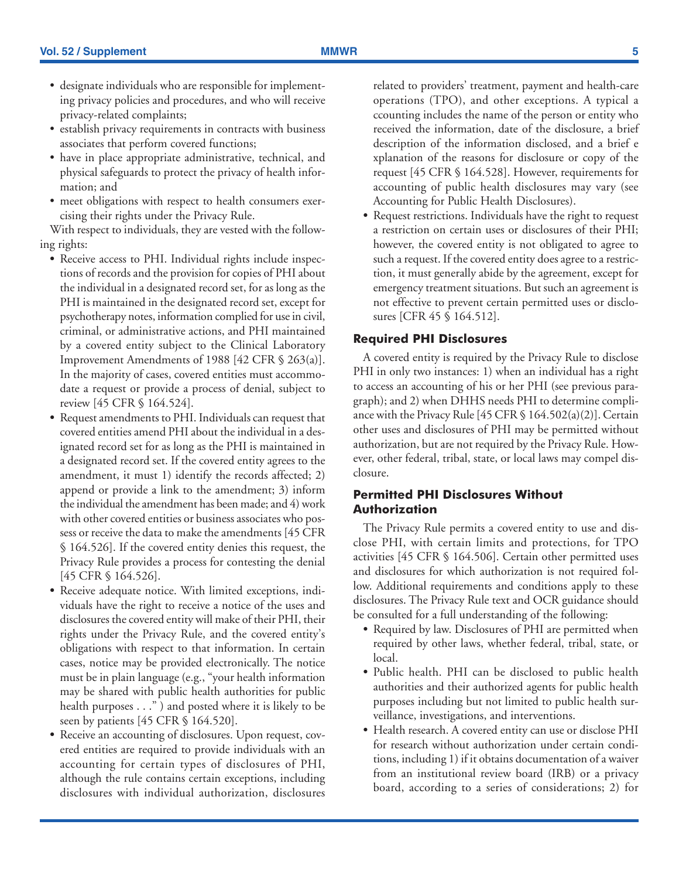- designate individuals who are responsible for implementing privacy policies and procedures, and who will receive privacy-related complaints;
- establish privacy requirements in contracts with business associates that perform covered functions;
- have in place appropriate administrative, technical, and physical safeguards to protect the privacy of health information; and
- meet obligations with respect to health consumers exercising their rights under the Privacy Rule.

With respect to individuals, they are vested with the following rights:

- Receive access to PHI. Individual rights include inspections of records and the provision for copies of PHI about the individual in a designated record set, for as long as the PHI is maintained in the designated record set, except for psychotherapy notes, information complied for use in civil, criminal, or administrative actions, and PHI maintained by a covered entity subject to the Clinical Laboratory Improvement Amendments of 1988 [42 CFR § 263(a)]. In the majority of cases, covered entities must accommodate a request or provide a process of denial, subject to review [45 CFR § 164.524].
- Request amendments to PHI. Individuals can request that covered entities amend PHI about the individual in a designated record set for as long as the PHI is maintained in a designated record set. If the covered entity agrees to the amendment, it must 1) identify the records affected; 2) append or provide a link to the amendment; 3) inform the individual the amendment has been made; and 4) work with other covered entities or business associates who possess or receive the data to make the amendments [45 CFR § 164.526]. If the covered entity denies this request, the Privacy Rule provides a process for contesting the denial [45 CFR § 164.526].
- Receive adequate notice. With limited exceptions, individuals have the right to receive a notice of the uses and disclosures the covered entity will make of their PHI, their rights under the Privacy Rule, and the covered entity's obligations with respect to that information. In certain cases, notice may be provided electronically. The notice must be in plain language (e.g., "your health information may be shared with public health authorities for public health purposes . . ." ) and posted where it is likely to be seen by patients [45 CFR § 164.520].
- Receive an accounting of disclosures. Upon request, covered entities are required to provide individuals with an accounting for certain types of disclosures of PHI, although the rule contains certain exceptions, including disclosures with individual authorization, disclosures related to providers' treatment, payment and health-care operations (TPO), and other exceptions. A typical a ccounting includes the name of the person or entity who received the information, date of the disclosure, a brief description of the information disclosed, and a brief e xplanation of the reasons for disclosure or copy of the request [45 CFR § 164.528]. However, requirements for accounting of public health disclosures may vary (see Accounting for Public Health Disclosures).
- Request restrictions. Individuals have the right to request a restriction on certain uses or disclosures of their PHI; however, the covered entity is not obligated to agree to such a request. If the covered entity does agree to a restriction, it must generally abide by the agreement, except for emergency treatment situations. But such an agreement is not effective to prevent certain permitted uses or disclosures [CFR 45 § 164.512].

### Required PHI Disclosures

A covered entity is required by the Privacy Rule to disclose PHI in only two instances: 1) when an individual has a right to access an accounting of his or her PHI (see previous paragraph); and 2) when DHHS needs PHI to determine compliance with the Privacy Rule [45 CFR § 164.502(a)(2)]. Certain other uses and disclosures of PHI may be permitted without authorization, but are not required by the Privacy Rule. However, other federal, tribal, state, or local laws may compel disclosure.

### Permitted PHI Disclosures Without Authorization

The Privacy Rule permits a covered entity to use and disclose PHI, with certain limits and protections, for TPO activities [45 CFR § 164.506]. Certain other permitted uses and disclosures for which authorization is not required follow. Additional requirements and conditions apply to these disclosures. The Privacy Rule text and OCR guidance should be consulted for a full understanding of the following:

- Required by law. Disclosures of PHI are permitted when required by other laws, whether federal, tribal, state, or local.
- Public health. PHI can be disclosed to public health authorities and their authorized agents for public health purposes including but not limited to public health surveillance, investigations, and interventions.
- Health research. A covered entity can use or disclose PHI for research without authorization under certain conditions, including 1) if it obtains documentation of a waiver from an institutional review board (IRB) or a privacy board, according to a series of considerations; 2) for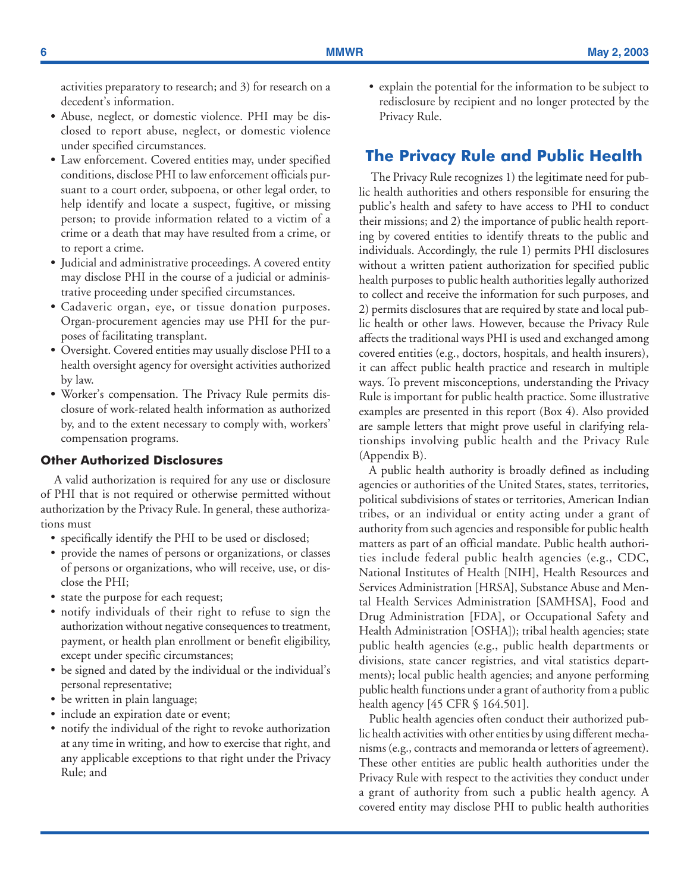activities preparatory to research; and 3) for research on a decedent's information.

- Abuse, neglect, or domestic violence. PHI may be disclosed to report abuse, neglect, or domestic violence under specified circumstances.
- Law enforcement. Covered entities may, under specified conditions, disclose PHI to law enforcement officials pursuant to a court order, subpoena, or other legal order, to help identify and locate a suspect, fugitive, or missing person; to provide information related to a victim of a crime or a death that may have resulted from a crime, or to report a crime.
- Judicial and administrative proceedings. A covered entity may disclose PHI in the course of a judicial or administrative proceeding under specified circumstances.
- Cadaveric organ, eye, or tissue donation purposes. Organ-procurement agencies may use PHI for the purposes of facilitating transplant.
- Oversight. Covered entities may usually disclose PHI to a health oversight agency for oversight activities authorized by law.
- Worker's compensation. The Privacy Rule permits disclosure of work-related health information as authorized by, and to the extent necessary to comply with, workers' compensation programs.

### Other Authorized Disclosures

A valid authorization is required for any use or disclosure of PHI that is not required or otherwise permitted without authorization by the Privacy Rule. In general, these authorizations must

- specifically identify the PHI to be used or disclosed;
- provide the names of persons or organizations, or classes of persons or organizations, who will receive, use, or disclose the PHI;
- state the purpose for each request;
- notify individuals of their right to refuse to sign the authorization without negative consequences to treatment, payment, or health plan enrollment or benefit eligibility, except under specific circumstances;
- be signed and dated by the individual or the individual's personal representative;
- be written in plain language;
- include an expiration date or event;
- notify the individual of the right to revoke authorization at any time in writing, and how to exercise that right, and any applicable exceptions to that right under the Privacy Rule; and
- explain the potential for the information to be subject to redisclosure by recipient and no longer protected by the Privacy Rule.

## The Privacy Rule and Public Health

The Privacy Rule recognizes 1) the legitimate need for public health authorities and others responsible for ensuring the public's health and safety to have access to PHI to conduct their missions; and 2) the importance of public health reporting by covered entities to identify threats to the public and individuals. Accordingly, the rule 1) permits PHI disclosures without a written patient authorization for specified public health purposes to public health authorities legally authorized to collect and receive the information for such purposes, and 2) permits disclosures that are required by state and local public health or other laws. However, because the Privacy Rule affects the traditional ways PHI is used and exchanged among covered entities (e.g., doctors, hospitals, and health insurers), it can affect public health practice and research in multiple ways. To prevent misconceptions, understanding the Privacy Rule is important for public health practice. Some illustrative examples are presented in this report (Box 4). Also provided are sample letters that might prove useful in clarifying relationships involving public health and the Privacy Rule (Appendix B).

A public health authority is broadly defined as including agencies or authorities of the United States, states, territories, political subdivisions of states or territories, American Indian tribes, or an individual or entity acting under a grant of authority from such agencies and responsible for public health matters as part of an official mandate. Public health authorities include federal public health agencies (e.g., CDC, National Institutes of Health [NIH], Health Resources and Services Administration [HRSA], Substance Abuse and Mental Health Services Administration [SAMHSA], Food and Drug Administration [FDA], or Occupational Safety and Health Administration [OSHA]); tribal health agencies; state public health agencies (e.g., public health departments or divisions, state cancer registries, and vital statistics departments); local public health agencies; and anyone performing public health functions under a grant of authority from a public health agency [45 CFR § 164.501].

Public health agencies often conduct their authorized public health activities with other entities by using different mechanisms (e.g., contracts and memoranda or letters of agreement). These other entities are public health authorities under the Privacy Rule with respect to the activities they conduct under a grant of authority from such a public health agency. A covered entity may disclose PHI to public health authorities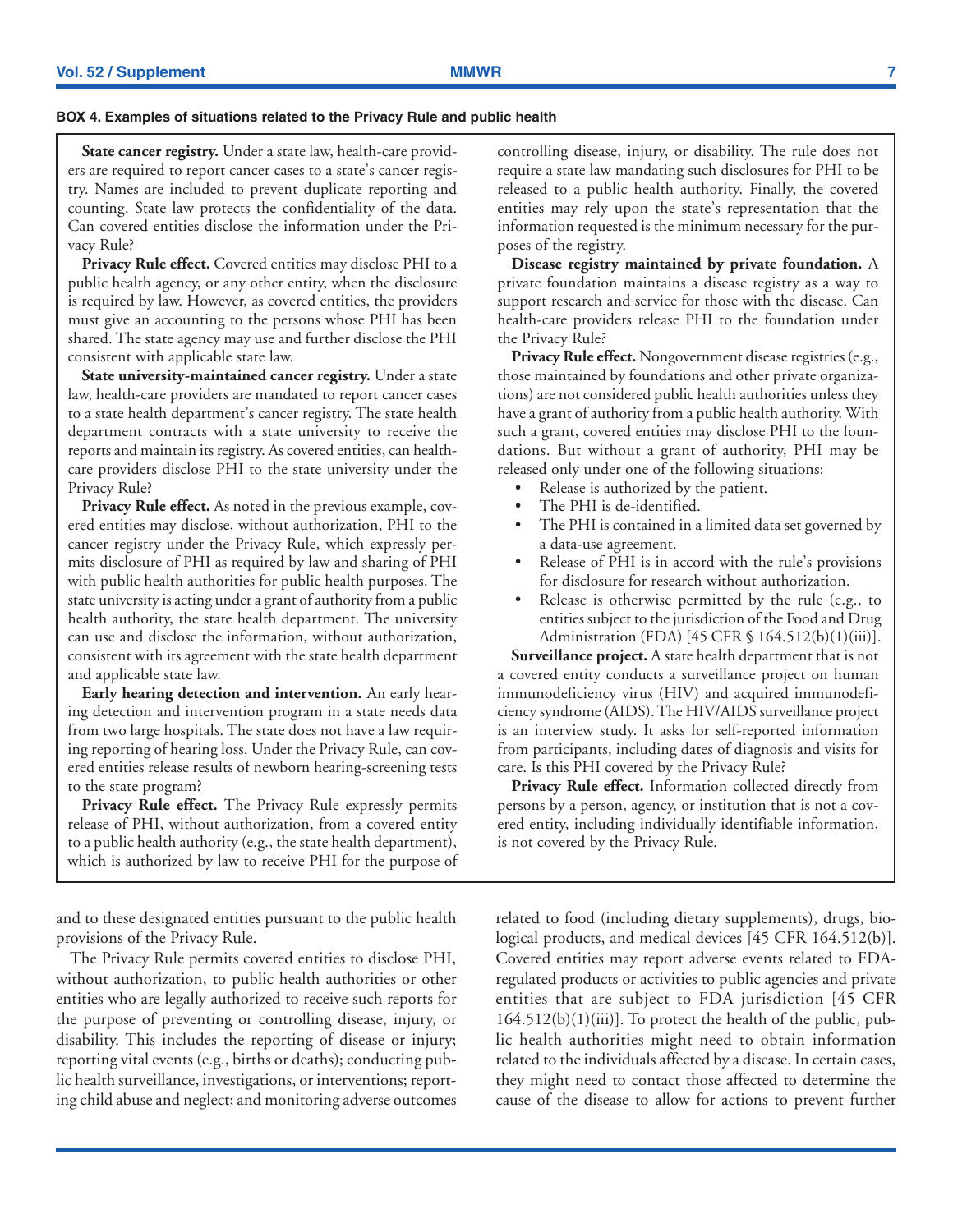**BOX 4. Examples of situations related to the Privacy Rule and public health**

**State cancer registry.** Under a state law, health-care providers are required to report cancer cases to a state's cancer registry. Names are included to prevent duplicate reporting and counting. State law protects the confidentiality of the data. Can covered entities disclose the information under the Privacy Rule?

**Privacy Rule effect.** Covered entities may disclose PHI to a public health agency, or any other entity, when the disclosure is required by law. However, as covered entities, the providers must give an accounting to the persons whose PHI has been shared. The state agency may use and further disclose the PHI consistent with applicable state law.

**State university-maintained cancer registry.** Under a state law, health-care providers are mandated to report cancer cases to a state health department's cancer registry. The state health department contracts with a state university to receive the reports and maintain its registry. As covered entities, can health-care providers disclose PHI to the state university under the Privacy Rule?

**Privacy Rule effect.** As noted in the previous example, covered entities may disclose, without authorization, PHI to the cancer registry under the Privacy Rule, which expressly permits disclosure of PHI as required by law and sharing of PHI with public health authorities for public health purposes. The state university is acting under a grant of authority from a public health authority, the state health department. The university can use and disclose the information, without authorization, consistent with its agreement with the state health department and applicable state law.

**Early hearing detection and intervention.** An early hearing detection and intervention program in a state needs data from two large hospitals. The state does not have a law requiring reporting of hearing loss. Under the Privacy Rule, can covered entities release results of newborn hearing-screening tests to the state program?

**Privacy Rule effect.** The Privacy Rule expressly permits release of PHI, without authorization, from a covered entity to a public health authority (e.g., the state health department), which is authorized by law to receive PHI for the purpose of controlling disease, injury, or disability. The rule does not require a state law mandating such disclosures for PHI to be released to a public health authority. Finally, the covered entities may rely upon the state's representation that the information requested is the minimum necessary for the purposes of the registry.

**Disease registry maintained by private foundation.** A private foundation maintains a disease registry as a way to support research and service for those with the disease. Can health-care providers release PHI to the foundation under the Privacy Rule?

**Privacy Rule effect.** Nongovernment disease registries (e.g., those maintained by foundations and other private organizations) are not considered public health authorities unless they have a grant of authority from a public health authority. With such a grant, covered entities may disclose PHI to the foundations. But without a grant of authority, PHI may be released only under one of the following situations:

- Release is authorized by the patient.
- The PHI is de-identified.
- The PHI is contained in a limited data set governed by a data-use agreement.
- Release of PHI is in accord with the rule's provisions for disclosure for research without authorization.
- Release is otherwise permitted by the rule (e.g., to entities subject to the jurisdiction of the Food and Drug Administration (FDA) [45 CFR § 164.512(b)(1)(iii)].

**Surveillance project.** A state health department that is not a covered entity conducts a surveillance project on human immunodeficiency virus (HIV) and acquired immunodeficiency syndrome (AIDS). The HIV/AIDS surveillance project is an interview study. It asks for self-reported information from participants, including dates of diagnosis and visits for care. Is this PHI covered by the Privacy Rule?

**Privacy Rule effect.** Information collected directly from persons by a person, agency, or institution that is not a covered entity, including individually identifiable information, is not covered by the Privacy Rule.

---

and to these designated entities pursuant to the public health provisions of the Privacy Rule.

The Privacy Rule permits covered entities to disclose PHI, without authorization, to public health authorities or other entities who are legally authorized to receive such reports for the purpose of preventing or controlling disease, injury, or disability. This includes the reporting of disease or injury; reporting vital events (e.g., births or deaths); conducting public health surveillance, investigations, or interventions; reporting child abuse and neglect; and monitoring adverse outcomes related to food (including dietary supplements), drugs, biological products, and medical devices [45 CFR 164.512(b)]. Covered entities may report adverse events related to FDA-regulated products or activities to public agencies and private entities that are subject to FDA jurisdiction [45 CFR 164.512(b)(1)(iii)]. To protect the health of the public, public health authorities might need to obtain information related to the individuals affected by a disease. In certain cases, they might need to contact those affected to determine the cause of the disease to allow for actions to prevent further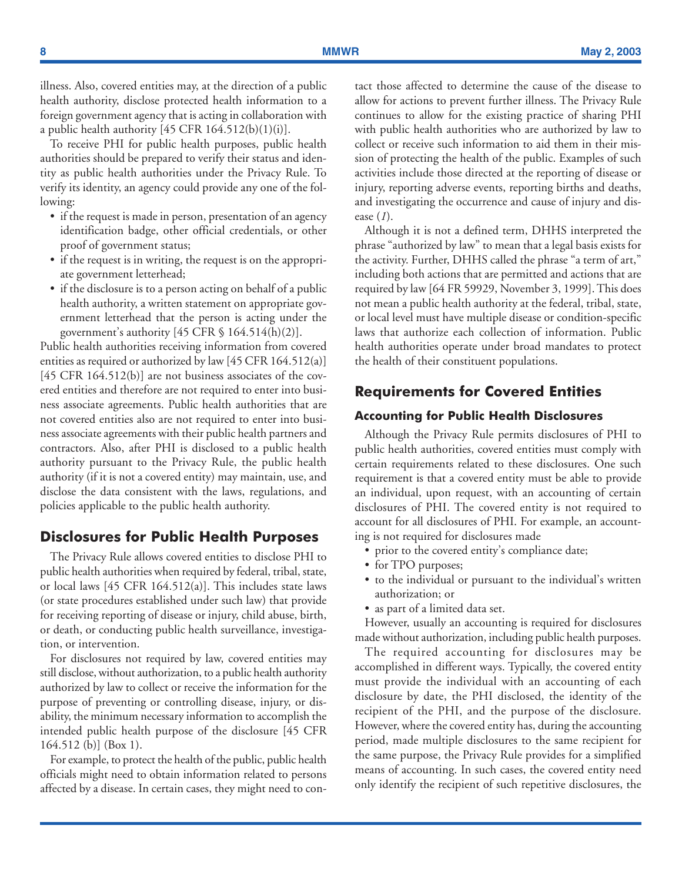illness. Also, covered entities may, at the direction of a public health authority, disclose protected health information to a foreign government agency that is acting in collaboration with a public health authority [45 CFR 164.512(b)(1)(i)].

To receive PHI for public health purposes, public health authorities should be prepared to verify their status and identity as public health authorities under the Privacy Rule. To verify its identity, an agency could provide any one of the following:

- if the request is made in person, presentation of an agency identification badge, other official credentials, or other proof of government status;
- if the request is in writing, the request is on the appropriate government letterhead;
- if the disclosure is to a person acting on behalf of a public health authority, a written statement on appropriate government letterhead that the person is acting under the government's authority [45 CFR § 164.514(h)(2)].

Public health authorities receiving information from covered entities as required or authorized by law [45 CFR 164.512(a)] [45 CFR 164.512(b)] are not business associates of the covered entities and therefore are not required to enter into business associate agreements. Public health authorities that are not covered entities also are not required to enter into business associate agreements with their public health partners and contractors. Also, after PHI is disclosed to a public health authority pursuant to the Privacy Rule, the public health authority (if it is not a covered entity) may maintain, use, and disclose the data consistent with the laws, regulations, and policies applicable to the public health authority.

## Disclosures for Public Health Purposes

The Privacy Rule allows covered entities to disclose PHI to public health authorities when required by federal, tribal, state, or local laws [45 CFR 164.512(a)]. This includes state laws (or state procedures established under such law) that provide for receiving reporting of disease or injury, child abuse, birth, or death, or conducting public health surveillance, investigation, or intervention.

For disclosures not required by law, covered entities may still disclose, without authorization, to a public health authority authorized by law to collect or receive the information for the purpose of preventing or controlling disease, injury, or disability, the minimum necessary information to accomplish the intended public health purpose of the disclosure [45 CFR 164.512 (b)] (Box 1).

For example, to protect the health of the public, public health officials might need to obtain information related to persons affected by a disease. In certain cases, they might need to contact those affected to determine the cause of the disease to allow for actions to prevent further illness. The Privacy Rule continues to allow for the existing practice of sharing PHI with public health authorities who are authorized by law to collect or receive such information to aid them in their mission of protecting the health of the public. Examples of such activities include those directed at the reporting of disease or injury, reporting adverse events, reporting births and deaths, and investigating the occurrence and cause of injury and disease (*1*).

Although it is not a defined term, DHHS interpreted the phrase "authorized by law" to mean that a legal basis exists for the activity. Further, DHHS called the phrase "a term of art," including both actions that are permitted and actions that are required by law [64 FR 59929, November 3, 1999]. This does not mean a public health authority at the federal, tribal, state, or local level must have multiple disease or condition-specific laws that authorize each collection of information. Public health authorities operate under broad mandates to protect the health of their constituent populations.

## Requirements for Covered Entities

### Accounting for Public Health Disclosures

Although the Privacy Rule permits disclosures of PHI to public health authorities, covered entities must comply with certain requirements related to these disclosures. One such requirement is that a covered entity must be able to provide an individual, upon request, with an accounting of certain disclosures of PHI. The covered entity is not required to account for all disclosures of PHI. For example, an accounting is not required for disclosures made

- prior to the covered entity's compliance date;
- for TPO purposes;
- to the individual or pursuant to the individual's written authorization; or
- as part of a limited data set.

However, usually an accounting is required for disclosures made without authorization, including public health purposes.

The required accounting for disclosures may be accomplished in different ways. Typically, the covered entity must provide the individual with an accounting of each disclosure by date, the PHI disclosed, the identity of the recipient of the PHI, and the purpose of the disclosure. However, where the covered entity has, during the accounting period, made multiple disclosures to the same recipient for the same purpose, the Privacy Rule provides for a simplified means of accounting. In such cases, the covered entity need only identify the recipient of such repetitive disclosures, the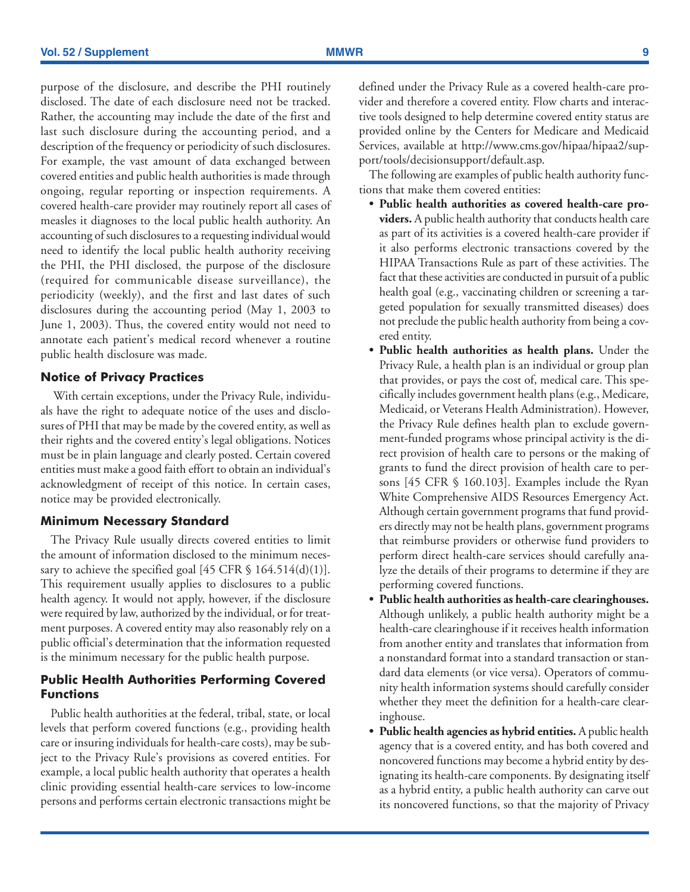purpose of the disclosure, and describe the PHI routinely disclosed. The date of each disclosure need not be tracked. Rather, the accounting may include the date of the first and last such disclosure during the accounting period, and a description of the frequency or periodicity of such disclosures. For example, the vast amount of data exchanged between covered entities and public health authorities is made through ongoing, regular reporting or inspection requirements. A covered health-care provider may routinely report all cases of measles it diagnoses to the local public health authority. An accounting of such disclosures to a requesting individual would need to identify the local public health authority receiving the PHI, the PHI disclosed, the purpose of the disclosure (required for communicable disease surveillance), the periodicity (weekly), and the first and last dates of such disclosures during the accounting period (May 1, 2003 to June 1, 2003). Thus, the covered entity would not need to annotate each patient's medical record whenever a routine public health disclosure was made.

### Notice of Privacy Practices

With certain exceptions, under the Privacy Rule, individuals have the right to adequate notice of the uses and disclosures of PHI that may be made by the covered entity, as well as their rights and the covered entity's legal obligations. Notices must be in plain language and clearly posted. Certain covered entities must make a good faith effort to obtain an individual's acknowledgment of receipt of this notice. In certain cases, notice may be provided electronically.

### Minimum Necessary Standard

The Privacy Rule usually directs covered entities to limit the amount of information disclosed to the minimum necessary to achieve the specified goal [45 CFR § 164.514(d)(1)]. This requirement usually applies to disclosures to a public health agency. It would not apply, however, if the disclosure were required by law, authorized by the individual, or for treatment purposes. A covered entity may also reasonably rely on a public official's determination that the information requested is the minimum necessary for the public health purpose.

### Public Health Authorities Performing Covered Functions

Public health authorities at the federal, tribal, state, or local levels that perform covered functions (e.g., providing health care or insuring individuals for health-care costs), may be subject to the Privacy Rule's provisions as covered entities. For example, a local public health authority that operates a health clinic providing essential health-care services to low-income persons and performs certain electronic transactions might be defined under the Privacy Rule as a covered health-care provider and therefore a covered entity. Flow charts and interactive tools designed to help determine covered entity status are provided online by the Centers for Medicare and Medicaid Services, available at http://www.cms.gov/hipaa/hipaa2/support/tools/decisionsupport/default.asp.

The following are examples of public health authority functions that make them covered entities:

- **Public health authorities as covered health-care providers.** A public health authority that conducts health care as part of its activities is a covered health-care provider if it also performs electronic transactions covered by the HIPAA Transactions Rule as part of these activities. The fact that these activities are conducted in pursuit of a public health goal (e.g., vaccinating children or screening a targeted population for sexually transmitted diseases) does not preclude the public health authority from being a covered entity.
- **Public health authorities as health plans.** Under the Privacy Rule, a health plan is an individual or group plan that provides, or pays the cost of, medical care. This specifically includes government health plans (e.g., Medicare, Medicaid, or Veterans Health Administration). However, the Privacy Rule defines health plan to exclude government-funded programs whose principal activity is the direct provision of health care to persons or the making of grants to fund the direct provision of health care to persons [45 CFR § 160.103]. Examples include the Ryan White Comprehensive AIDS Resources Emergency Act. Although certain government programs that fund providers directly may not be health plans, government programs that reimburse providers or otherwise fund providers to perform direct health-care services should carefully analyze the details of their programs to determine if they are performing covered functions.
- **Public health authorities as health-care clearinghouses.** Although unlikely, a public health authority might be a health-care clearinghouse if it receives health information from another entity and translates that information from a nonstandard format into a standard transaction or standard data elements (or vice versa). Operators of community health information systems should carefully consider whether they meet the definition for a health-care clearinghouse.
- **Public health agencies as hybrid entities.** A public health agency that is a covered entity, and has both covered and noncovered functions may become a hybrid entity by designating its health-care components. By designating itself as a hybrid entity, a public health authority can carve out its noncovered functions, so that the majority of Privacy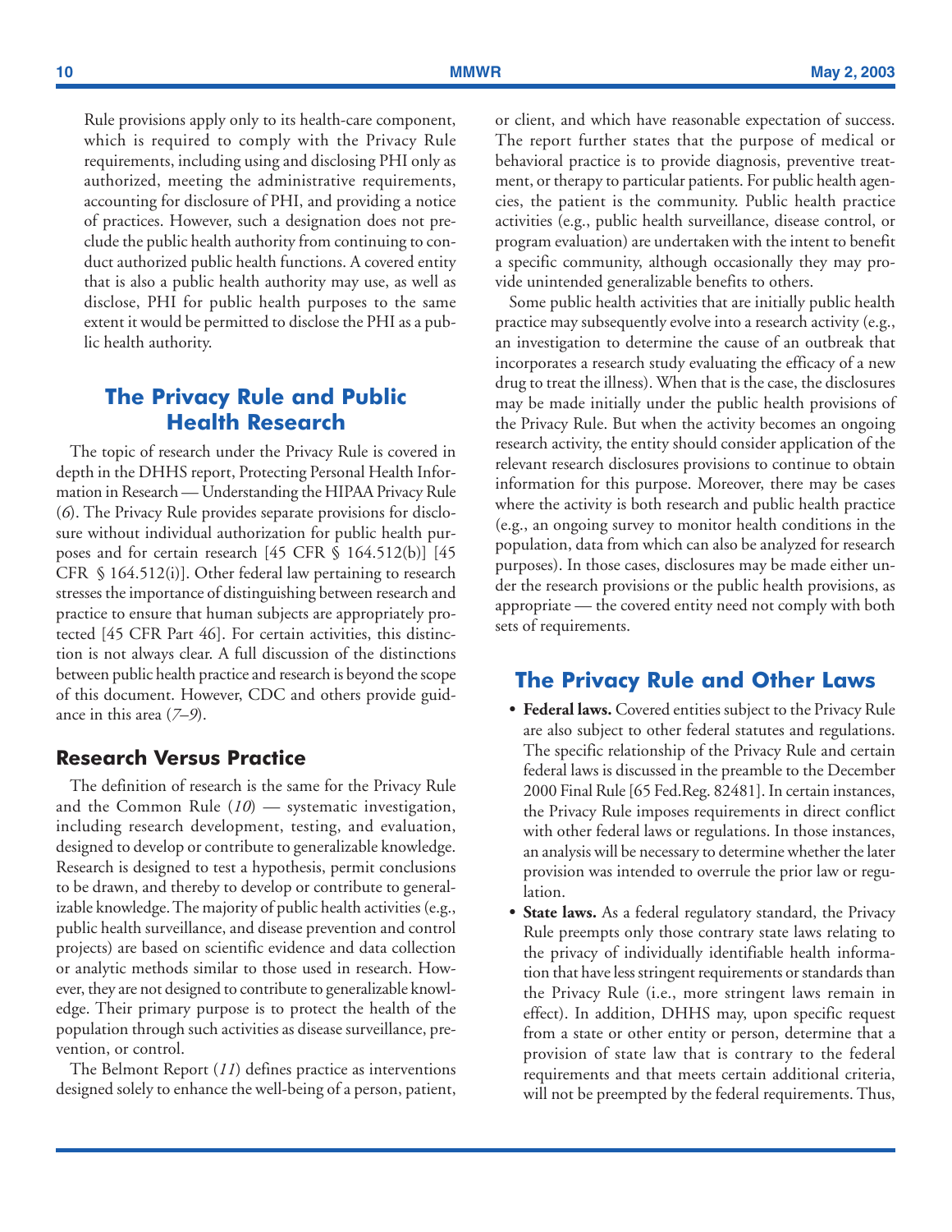Rule provisions apply only to its health-care component, which is required to comply with the Privacy Rule requirements, including using and disclosing PHI only as authorized, meeting the administrative requirements, accounting for disclosure of PHI, and providing a notice of practices. However, such a designation does not preclude the public health authority from continuing to conduct authorized public health functions. A covered entity that is also a public health authority may use, as well as disclose, PHI for public health purposes to the same extent it would be permitted to disclose the PHI as a public health authority.

## The Privacy Rule and Public Health Research

The topic of research under the Privacy Rule is covered in depth in the DHHS report, Protecting Personal Health Information in Research — Understanding the HIPAA Privacy Rule (*6*). The Privacy Rule provides separate provisions for disclosure without individual authorization for public health purposes and for certain research [45 CFR § 164.512(b)] [45 CFR § 164.512(i)]. Other federal law pertaining to research stresses the importance of distinguishing between research and practice to ensure that human subjects are appropriately protected [45 CFR Part 46]. For certain activities, this distinction is not always clear. A full discussion of the distinctions between public health practice and research is beyond the scope of this document. However, CDC and others provide guidance in this area (*7–9*).

### Research Versus Practice

The definition of research is the same for the Privacy Rule and the Common Rule (*10*) — systematic investigation, including research development, testing, and evaluation, designed to develop or contribute to generalizable knowledge. Research is designed to test a hypothesis, permit conclusions to be drawn, and thereby to develop or contribute to generalizable knowledge. The majority of public health activities (e.g., public health surveillance, and disease prevention and control projects) are based on scientific evidence and data collection or analytic methods similar to those used in research. However, they are not designed to contribute to generalizable knowledge. Their primary purpose is to protect the health of the population through such activities as disease surveillance, prevention, or control.

The Belmont Report (*11*) defines practice as interventions designed solely to enhance the well-being of a person, patient, or client, and which have reasonable expectation of success. The report further states that the purpose of medical or behavioral practice is to provide diagnosis, preventive treatment, or therapy to particular patients. For public health agencies, the patient is the community. Public health practice activities (e.g., public health surveillance, disease control, or program evaluation) are undertaken with the intent to benefit a specific community, although occasionally they may provide unintended generalizable benefits to others.

Some public health activities that are initially public health practice may subsequently evolve into a research activity (e.g., an investigation to determine the cause of an outbreak that incorporates a research study evaluating the efficacy of a new drug to treat the illness). When that is the case, the disclosures may be made initially under the public health provisions of the Privacy Rule. But when the activity becomes an ongoing research activity, the entity should consider application of the relevant research disclosures provisions to continue to obtain information for this purpose. Moreover, there may be cases where the activity is both research and public health practice (e.g., an ongoing survey to monitor health conditions in the population, data from which can also be analyzed for research purposes). In those cases, disclosures may be made either under the research provisions or the public health provisions, as appropriate — the covered entity need not comply with both sets of requirements.

## The Privacy Rule and Other Laws

- **Federal laws.** Covered entities subject to the Privacy Rule are also subject to other federal statutes and regulations. The specific relationship of the Privacy Rule and certain federal laws is discussed in the preamble to the December 2000 Final Rule [65 Fed.Reg. 82481]. In certain instances, the Privacy Rule imposes requirements in direct conflict with other federal laws or regulations. In those instances, an analysis will be necessary to determine whether the later provision was intended to overrule the prior law or regulation.
- **State laws.** As a federal regulatory standard, the Privacy Rule preempts only those contrary state laws relating to the privacy of individually identifiable health information that have less stringent requirements or standards than the Privacy Rule (i.e., more stringent laws remain in effect). In addition, DHHS may, upon specific request from a state or other entity or person, determine that a provision of state law that is contrary to the federal requirements and that meets certain additional criteria, will not be preempted by the federal requirements. Thus,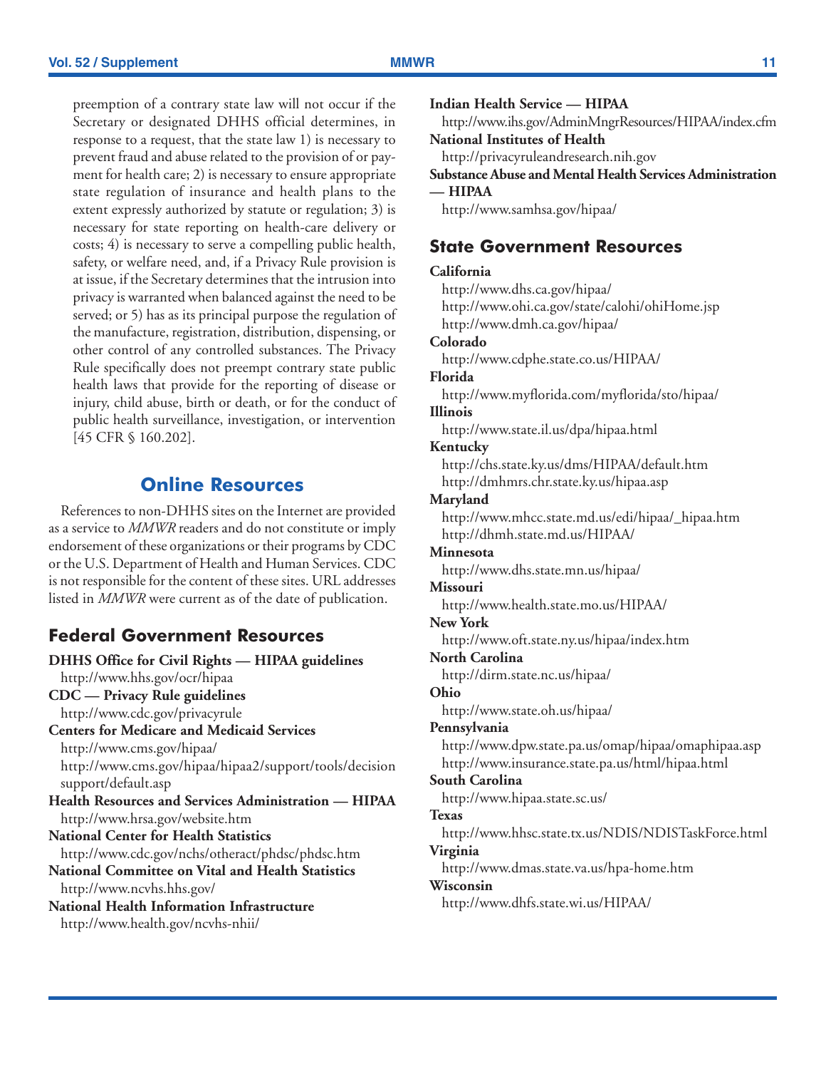preemption of a contrary state law will not occur if the Secretary or designated DHHS official determines, in response to a request, that the state law 1) is necessary to prevent fraud and abuse related to the provision of or payment for health care; 2) is necessary to ensure appropriate state regulation of insurance and health plans to the extent expressly authorized by statute or regulation; 3) is necessary for state reporting on health-care delivery or costs; 4) is necessary to serve a compelling public health, safety, or welfare need, and, if a Privacy Rule provision is at issue, if the Secretary determines that the intrusion into privacy is warranted when balanced against the need to be served; or 5) has as its principal purpose the regulation of the manufacture, registration, distribution, dispensing, or other control of any controlled substances. The Privacy Rule specifically does not preempt contrary state public health laws that provide for the reporting of disease or injury, child abuse, birth or death, or for the conduct of public health surveillance, investigation, or intervention [45 CFR § 160.202].

## Online Resources

References to non-DHHS sites on the Internet are provided as a service to *MMWR* readers and do not constitute or imply endorsement of these organizations or their programs by CDC or the U.S. Department of Health and Human Services. CDC is not responsible for the content of these sites. URL addresses listed in *MMWR* were current as of the date of publication.

### Federal Government Resources

**DHHS Office for Civil Rights — HIPAA guidelines**
http://www.hhs.gov/ocr/hipaa

**CDC — Privacy Rule guidelines**
http://www.cdc.gov/privacyrule

**Centers for Medicare and Medicaid Services**
http://www.cms.gov/hipaa/
http://www.cms.gov/hipaa/hipaa2/support/tools/decisionsupport/default.asp

**Health Resources and Services Administration — HIPAA**
http://www.hrsa.gov/website.htm

**National Center for Health Statistics**
http://www.cdc.gov/nchs/otheract/phdsc/phdsc.htm

**National Committee on Vital and Health Statistics**
http://www.ncvhs.hhs.gov/

**National Health Information Infrastructure**
http://www.health.gov/ncvhs-nhii/

**Indian Health Service — HIPAA**
http://www.ihs.gov/AdminMngrResources/HIPAA/index.cfm

**National Institutes of Health**
http://privacyruleandresearch.nih.gov

**Substance Abuse and Mental Health Services Administration — HIPAA**
http://www.samhsa.gov/hipaa/

### State Government Resources

**California**
http://www.dhs.ca.gov/hipaa/
http://www.ohi.ca.gov/state/calohi/ohiHome.jsp
http://www.dmh.ca.gov/hipaa/

**Colorado**
http://www.cdphe.state.co.us/HIPAA/

**Florida**
http://www.myflorida.com/myflorida/sto/hipaa/

**Illinois**
http://www.state.il.us/dpa/hipaa.html

**Kentucky**
http://chs.state.ky.us/dms/HIPAA/default.htm
http://dmhmrs.chr.state.ky.us/hipaa.asp

**Maryland**
http://www.mhcc.state.md.us/edi/hipaa/_hipaa.htm
http://dhmh.state.md.us/HIPAA/

**Minnesota**
http://www.dhs.state.mn.us/hipaa/

**Missouri**
http://www.health.state.mo.us/HIPAA/

**New York**
http://www.oft.state.ny.us/hipaa/index.htm

**North Carolina**
http://dirm.state.nc.us/hipaa/

**Ohio**
http://www.state.oh.us/hipaa/

**Pennsylvania**
http://www.dpw.state.pa.us/omap/hipaa/omaphipaa.asp
http://www.insurance.state.pa.us/html/hipaa.html

**South Carolina**
http://www.hipaa.state.sc.us/

**Texas**
http://www.hhsc.state.tx.us/NDIS/NDISTaskForce.html

**Virginia**
http://www.dmas.state.va.us/hpa-home.htm

**Wisconsin**
http://www.dhfs.state.wi.us/HIPAA/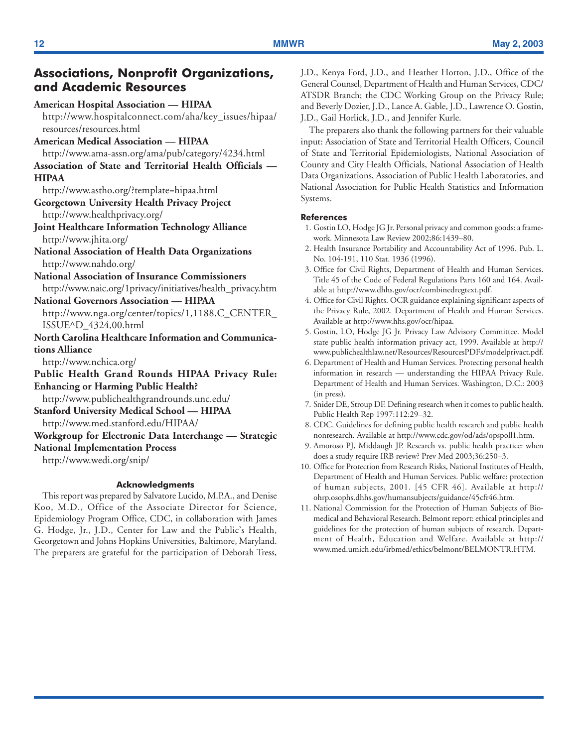## Associations, Nonprofit Organizations, and Academic Resources

**American Hospital Association — HIPAA**
http://www.hospitalconnect.com/aha/key_issues/hipaa/resources/resources.html

**American Medical Association — HIPAA**
http://www.ama-assn.org/ama/pub/category/4234.html

**Association of State and Territorial Health Officials — HIPAA**
http://www.astho.org/?template=hipaa.html

**Georgetown University Health Privacy Project**
http://www.healthprivacy.org/

**Joint Healthcare Information Technology Alliance**
http://www.jhita.org/

**National Association of Health Data Organizations**
http://www.nahdo.org/

**National Association of Insurance Commissioners**
http://www.naic.org/1privacy/initiatives/health_privacy.htm

**National Governors Association — HIPAA**
http://www.nga.org/center/topics/1,1188,C_CENTER_ISSUE^D_4324,00.html

**North Carolina Healthcare Information and Communications Alliance**
http://www.nchica.org/

**Public Health Grand Rounds HIPAA Privacy Rule: Enhancing or Harming Public Health?**
http://www.publichealthgrandrounds.unc.edu/

**Stanford University Medical School — HIPAA**
http://www.med.stanford.edu/HIPAA/

**Workgroup for Electronic Data Interchange — Strategic National Implementation Process**
http://www.wedi.org/snip/

#### Acknowledgments

This report was prepared by Salvatore Lucido, M.P.A., and Denise Koo, M.D., Office of the Associate Director for Science, Epidemiology Program Office, CDC, in collaboration with James G. Hodge, Jr., J.D., Center for Law and the Public's Health, Georgetown and Johns Hopkins Universities, Baltimore, Maryland. The preparers are grateful for the participation of Deborah Tress, J.D., Kenya Ford, J.D., and Heather Horton, J.D., Office of the General Counsel, Department of Health and Human Services, CDC/ATSDR Branch; the CDC Working Group on the Privacy Rule; and Beverly Dozier, J.D., Lance A. Gable, J.D., Lawrence O. Gostin, J.D., Gail Horlick, J.D., and Jennifer Kurle.

The preparers also thank the following partners for their valuable input: Association of State and Territorial Health Officers, Council of State and Territorial Epidemiologists, National Association of County and City Health Officials, National Association of Health Data Organizations, Association of Public Health Laboratories, and National Association for Public Health Statistics and Information Systems.

#### References

1. Gostin LO, Hodge JG Jr. Personal privacy and common goods: a framework. Minnesota Law Review 2002;86:1439–80.
2. Health Insurance Portability and Accountability Act of 1996. Pub. L. No. 104-191, 110 Stat. 1936 (1996).
3. Office for Civil Rights, Department of Health and Human Services. Title 45 of the Code of Federal Regulations Parts 160 and 164. Available at http://www.dhhs.gov/ocr/combinedregtext.pdf.
4. Office for Civil Rights. OCR guidance explaining significant aspects of the Privacy Rule, 2002. Department of Health and Human Services. Available at http://www.hhs.gov/ocr/hipaa.
5. Gostin, LO, Hodge JG Jr. Privacy Law Advisory Committee. Model state public health information privacy act, 1999. Available at http://www.publichealthlaw.net/Resources/ResourcesPDFs/modelprivact.pdf.
6. Department of Health and Human Services. Protecting personal health information in research — understanding the HIPAA Privacy Rule. Department of Health and Human Services. Washington, D.C.: 2003 (in press).
7. Snider DE, Stroup DF. Defining research when it comes to public health. Public Health Rep 1997:112:29–32.
8. CDC. Guidelines for defining public health research and public health nonresearch. Available at http://www.cdc.gov/od/ads/opspoll1.htm.
9. Amoroso PJ, Middaugh JP. Research vs. public health practice: when does a study require IRB review? Prev Med 2003;36:250–3.
10. Office for Protection from Research Risks, National Institutes of Health, Department of Health and Human Services. Public welfare: protection of human subjects, 2001. [45 CFR 46]. Available at http://ohrp.osophs.dhhs.gov/humansubjects/guidance/45cfr46.htm.
11. National Commission for the Protection of Human Subjects of Biomedical and Behavioral Research. Belmont report: ethical principles and guidelines for the protection of human subjects of research. Department of Health, Education and Welfare. Available at http://www.med.umich.edu/irbmed/ethics/belmont/BELMONTR.HTM.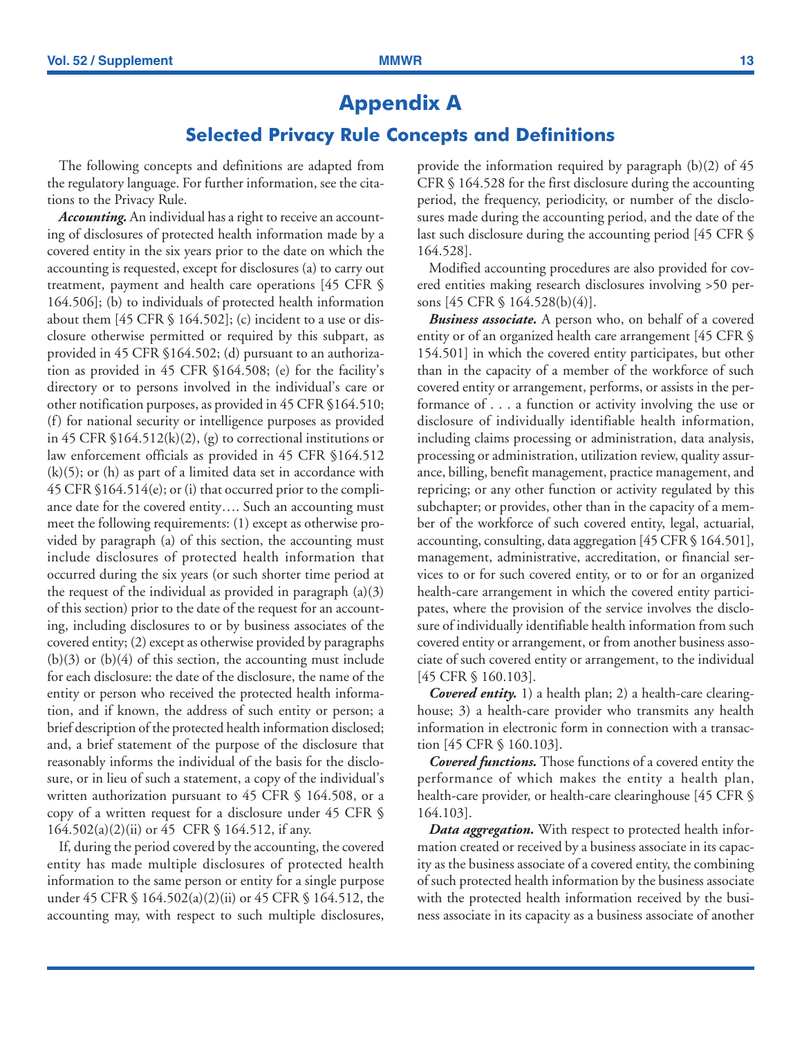# Appendix A

## Selected Privacy Rule Concepts and Definitions

The following concepts and definitions are adapted from the regulatory language. For further information, see the citations to the Privacy Rule.

***Accounting.*** An individual has a right to receive an accounting of disclosures of protected health information made by a covered entity in the six years prior to the date on which the accounting is requested, except for disclosures (a) to carry out treatment, payment and health care operations [45 CFR § 164.506]; (b) to individuals of protected health information about them [45 CFR § 164.502]; (c) incident to a use or disclosure otherwise permitted or required by this subpart, as provided in 45 CFR §164.502; (d) pursuant to an authorization as provided in 45 CFR §164.508; (e) for the facility's directory or to persons involved in the individual's care or other notification purposes, as provided in 45 CFR §164.510; (f) for national security or intelligence purposes as provided in 45 CFR §164.512(k)(2), (g) to correctional institutions or law enforcement officials as provided in 45 CFR §164.512 (k)(5); or (h) as part of a limited data set in accordance with 45 CFR §164.514(e); or (i) that occurred prior to the compliance date for the covered entity…. Such an accounting must meet the following requirements: (1) except as otherwise provided by paragraph (a) of this section, the accounting must include disclosures of protected health information that occurred during the six years (or such shorter time period at the request of the individual as provided in paragraph (a)(3) of this section) prior to the date of the request for an accounting, including disclosures to or by business associates of the covered entity; (2) except as otherwise provided by paragraphs (b)(3) or (b)(4) of this section, the accounting must include for each disclosure: the date of the disclosure, the name of the entity or person who received the protected health information, and if known, the address of such entity or person; a brief description of the protected health information disclosed; and, a brief statement of the purpose of the disclosure that reasonably informs the individual of the basis for the disclosure, or in lieu of such a statement, a copy of the individual's written authorization pursuant to 45 CFR § 164.508, or a copy of a written request for a disclosure under 45 CFR § 164.502(a)(2)(ii) or 45 CFR § 164.512, if any.

If, during the period covered by the accounting, the covered entity has made multiple disclosures of protected health information to the same person or entity for a single purpose under 45 CFR § 164.502(a)(2)(ii) or 45 CFR § 164.512, the accounting may, with respect to such multiple disclosures, provide the information required by paragraph (b)(2) of 45 CFR § 164.528 for the first disclosure during the accounting period, the frequency, periodicity, or number of the disclosures made during the accounting period, and the date of the last such disclosure during the accounting period [45 CFR § 164.528].

Modified accounting procedures are also provided for covered entities making research disclosures involving >50 persons [45 CFR § 164.528(b)(4)].

***Business associate.*** A person who, on behalf of a covered entity or of an organized health care arrangement [45 CFR § 154.501] in which the covered entity participates, but other than in the capacity of a member of the workforce of such covered entity or arrangement, performs, or assists in the performance of . . . a function or activity involving the use or disclosure of individually identifiable health information, including claims processing or administration, data analysis, processing or administration, utilization review, quality assurance, billing, benefit management, practice management, and repricing; or any other function or activity regulated by this subchapter; or provides, other than in the capacity of a member of the workforce of such covered entity, legal, actuarial, accounting, consulting, data aggregation [45 CFR § 164.501], management, administrative, accreditation, or financial services to or for such covered entity, or to or for an organized health-care arrangement in which the covered entity participates, where the provision of the service involves the disclosure of individually identifiable health information from such covered entity or arrangement, or from another business associate of such covered entity or arrangement, to the individual [45 CFR § 160.103].

***Covered entity.*** 1) a health plan; 2) a health-care clearinghouse; 3) a health-care provider who transmits any health information in electronic form in connection with a transaction [45 CFR § 160.103].

***Covered functions.*** Those functions of a covered entity the performance of which makes the entity a health plan, health-care provider, or health-care clearinghouse [45 CFR § 164.103].

***Data aggregation.*** With respect to protected health information created or received by a business associate in its capacity as the business associate of a covered entity, the combining of such protected health information by the business associate with the protected health information received by the business associate in its capacity as a business associate of another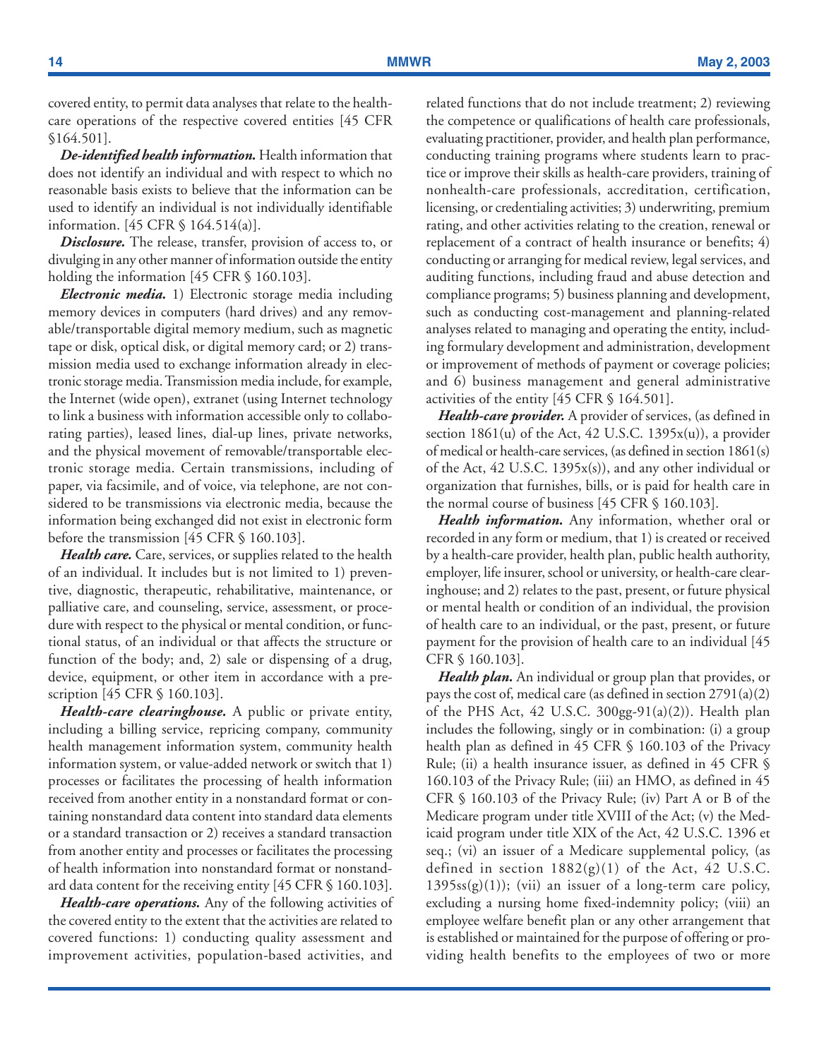covered entity, to permit data analyses that relate to the health-care operations of the respective covered entities [45 CFR §164.501].

***De-identified health information.*** Health information that does not identify an individual and with respect to which no reasonable basis exists to believe that the information can be used to identify an individual is not individually identifiable information. [45 CFR § 164.514(a)].

***Disclosure.*** The release, transfer, provision of access to, or divulging in any other manner of information outside the entity holding the information [45 CFR § 160.103].

***Electronic media.*** 1) Electronic storage media including memory devices in computers (hard drives) and any removable/transportable digital memory medium, such as magnetic tape or disk, optical disk, or digital memory card; or 2) transmission media used to exchange information already in electronic storage media. Transmission media include, for example, the Internet (wide open), extranet (using Internet technology to link a business with information accessible only to collaborating parties), leased lines, dial-up lines, private networks, and the physical movement of removable/transportable electronic storage media. Certain transmissions, including of paper, via facsimile, and of voice, via telephone, are not considered to be transmissions via electronic media, because the information being exchanged did not exist in electronic form before the transmission [45 CFR § 160.103].

***Health care.*** Care, services, or supplies related to the health of an individual. It includes but is not limited to 1) preventive, diagnostic, therapeutic, rehabilitative, maintenance, or palliative care, and counseling, service, assessment, or procedure with respect to the physical or mental condition, or functional status, of an individual or that affects the structure or function of the body; and, 2) sale or dispensing of a drug, device, equipment, or other item in accordance with a prescription [45 CFR § 160.103].

***Health-care clearinghouse.*** A public or private entity, including a billing service, repricing company, community health management information system, community health information system, or value-added network or switch that 1) processes or facilitates the processing of health information received from another entity in a nonstandard format or containing nonstandard data content into standard data elements or a standard transaction or 2) receives a standard transaction from another entity and processes or facilitates the processing of health information into nonstandard format or nonstandard data content for the receiving entity [45 CFR § 160.103].

***Health-care operations.*** Any of the following activities of the covered entity to the extent that the activities are related to covered functions: 1) conducting quality assessment and improvement activities, population-based activities, and related functions that do not include treatment; 2) reviewing the competence or qualifications of health care professionals, evaluating practitioner, provider, and health plan performance, conducting training programs where students learn to practice or improve their skills as health-care providers, training of nonhealth-care professionals, accreditation, certification, licensing, or credentialing activities; 3) underwriting, premium rating, and other activities relating to the creation, renewal or replacement of a contract of health insurance or benefits; 4) conducting or arranging for medical review, legal services, and auditing functions, including fraud and abuse detection and compliance programs; 5) business planning and development, such as conducting cost-management and planning-related analyses related to managing and operating the entity, including formulary development and administration, development or improvement of methods of payment or coverage policies; and 6) business management and general administrative activities of the entity [45 CFR § 164.501].

***Health-care provider.*** A provider of services, (as defined in section 1861(u) of the Act, 42 U.S.C. 1395x(u)), a provider of medical or health-care services, (as defined in section 1861(s) of the Act, 42 U.S.C. 1395x(s)), and any other individual or organization that furnishes, bills, or is paid for health care in the normal course of business [45 CFR § 160.103].

***Health information.*** Any information, whether oral or recorded in any form or medium, that 1) is created or received by a health-care provider, health plan, public health authority, employer, life insurer, school or university, or health-care clearinghouse; and 2) relates to the past, present, or future physical or mental health or condition of an individual, the provision of health care to an individual, or the past, present, or future payment for the provision of health care to an individual [45 CFR § 160.103].

***Health plan.*** An individual or group plan that provides, or pays the cost of, medical care (as defined in section 2791(a)(2) of the PHS Act, 42 U.S.C. 300gg-91(a)(2)). Health plan includes the following, singly or in combination: (i) a group health plan as defined in 45 CFR § 160.103 of the Privacy Rule; (ii) a health insurance issuer, as defined in 45 CFR § 160.103 of the Privacy Rule; (iii) an HMO, as defined in 45 CFR § 160.103 of the Privacy Rule; (iv) Part A or B of the Medicare program under title XVIII of the Act; (v) the Medicaid program under title XIX of the Act, 42 U.S.C. 1396 et seq.; (vi) an issuer of a Medicare supplemental policy, (as defined in section 1882(g)(1) of the Act, 42 U.S.C. 1395ss(g)(1)); (vii) an issuer of a long-term care policy, excluding a nursing home fixed-indemnity policy; (viii) an employee welfare benefit plan or any other arrangement that is established or maintained for the purpose of offering or providing health benefits to the employees of two or more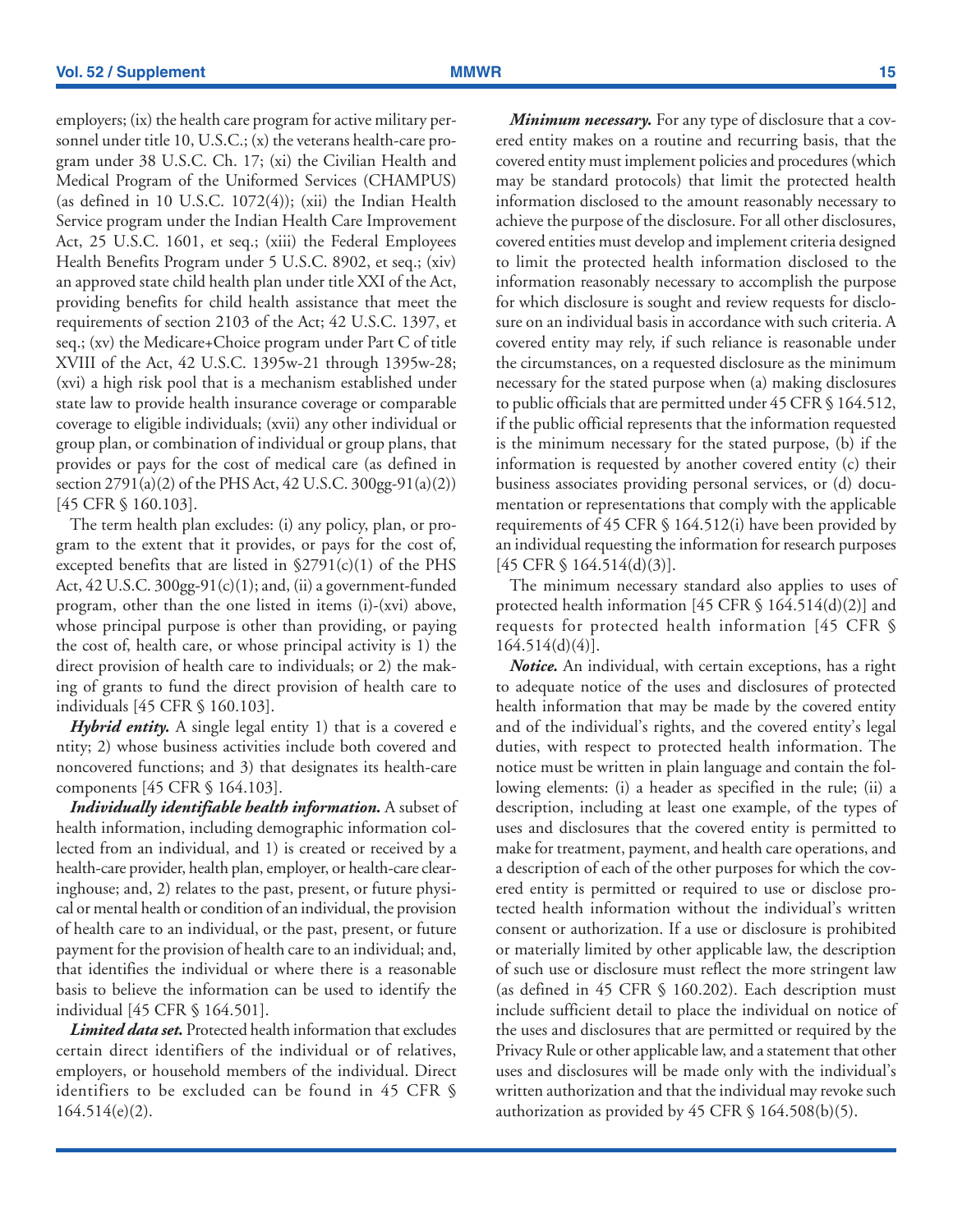employers; (ix) the health care program for active military personnel under title 10, U.S.C.; (x) the veterans health-care program under 38 U.S.C. Ch. 17; (xi) the Civilian Health and Medical Program of the Uniformed Services (CHAMPUS) (as defined in 10 U.S.C. 1072(4)); (xii) the Indian Health Service program under the Indian Health Care Improvement Act, 25 U.S.C. 1601, et seq.; (xiii) the Federal Employees Health Benefits Program under 5 U.S.C. 8902, et seq.; (xiv) an approved state child health plan under title XXI of the Act, providing benefits for child health assistance that meet the requirements of section 2103 of the Act; 42 U.S.C. 1397, et seq.; (xv) the Medicare+Choice program under Part C of title XVIII of the Act, 42 U.S.C. 1395w-21 through 1395w-28; (xvi) a high risk pool that is a mechanism established under state law to provide health insurance coverage or comparable coverage to eligible individuals; (xvii) any other individual or group plan, or combination of individual or group plans, that provides or pays for the cost of medical care (as defined in section 2791(a)(2) of the PHS Act, 42 U.S.C. 300gg-91(a)(2)) [45 CFR § 160.103].

The term health plan excludes: (i) any policy, plan, or program to the extent that it provides, or pays for the cost of, excepted benefits that are listed in §2791(c)(1) of the PHS Act, 42 U.S.C. 300gg-91(c)(1); and, (ii) a government-funded program, other than the one listed in items (i)-(xvi) above, whose principal purpose is other than providing, or paying the cost of, health care, or whose principal activity is 1) the direct provision of health care to individuals; or 2) the making of grants to fund the direct provision of health care to individuals [45 CFR § 160.103].

***Hybrid entity.*** A single legal entity 1) that is a covered e ntity; 2) whose business activities include both covered and noncovered functions; and 3) that designates its health-care components [45 CFR § 164.103].

***Individually identifiable health information.*** A subset of health information, including demographic information collected from an individual, and 1) is created or received by a health-care provider, health plan, employer, or health-care clearinghouse; and, 2) relates to the past, present, or future physical or mental health or condition of an individual, the provision of health care to an individual, or the past, present, or future payment for the provision of health care to an individual; and, that identifies the individual or where there is a reasonable basis to believe the information can be used to identify the individual [45 CFR § 164.501].

***Limited data set.*** Protected health information that excludes certain direct identifiers of the individual or of relatives, employers, or household members of the individual. Direct identifiers to be excluded can be found in 45 CFR § 164.514(e)(2).

***Minimum necessary.*** For any type of disclosure that a covered entity makes on a routine and recurring basis, that the covered entity must implement policies and procedures (which may be standard protocols) that limit the protected health information disclosed to the amount reasonably necessary to achieve the purpose of the disclosure. For all other disclosures, covered entities must develop and implement criteria designed to limit the protected health information disclosed to the information reasonably necessary to accomplish the purpose for which disclosure is sought and review requests for disclosure on an individual basis in accordance with such criteria. A covered entity may rely, if such reliance is reasonable under the circumstances, on a requested disclosure as the minimum necessary for the stated purpose when (a) making disclosures to public officials that are permitted under 45 CFR § 164.512, if the public official represents that the information requested is the minimum necessary for the stated purpose, (b) if the information is requested by another covered entity (c) their business associates providing personal services, or (d) documentation or representations that comply with the applicable requirements of 45 CFR § 164.512(i) have been provided by an individual requesting the information for research purposes [45 CFR § 164.514(d)(3)].

The minimum necessary standard also applies to uses of protected health information [45 CFR § 164.514(d)(2)] and requests for protected health information [45 CFR § 164.514(d)(4)].

***Notice.*** An individual, with certain exceptions, has a right to adequate notice of the uses and disclosures of protected health information that may be made by the covered entity and of the individual's rights, and the covered entity's legal duties, with respect to protected health information. The notice must be written in plain language and contain the following elements: (i) a header as specified in the rule; (ii) a description, including at least one example, of the types of uses and disclosures that the covered entity is permitted to make for treatment, payment, and health care operations, and a description of each of the other purposes for which the covered entity is permitted or required to use or disclose protected health information without the individual's written consent or authorization. If a use or disclosure is prohibited or materially limited by other applicable law, the description of such use or disclosure must reflect the more stringent law (as defined in 45 CFR § 160.202). Each description must include sufficient detail to place the individual on notice of the uses and disclosures that are permitted or required by the Privacy Rule or other applicable law, and a statement that other uses and disclosures will be made only with the individual's written authorization and that the individual may revoke such authorization as provided by 45 CFR § 164.508(b)(5).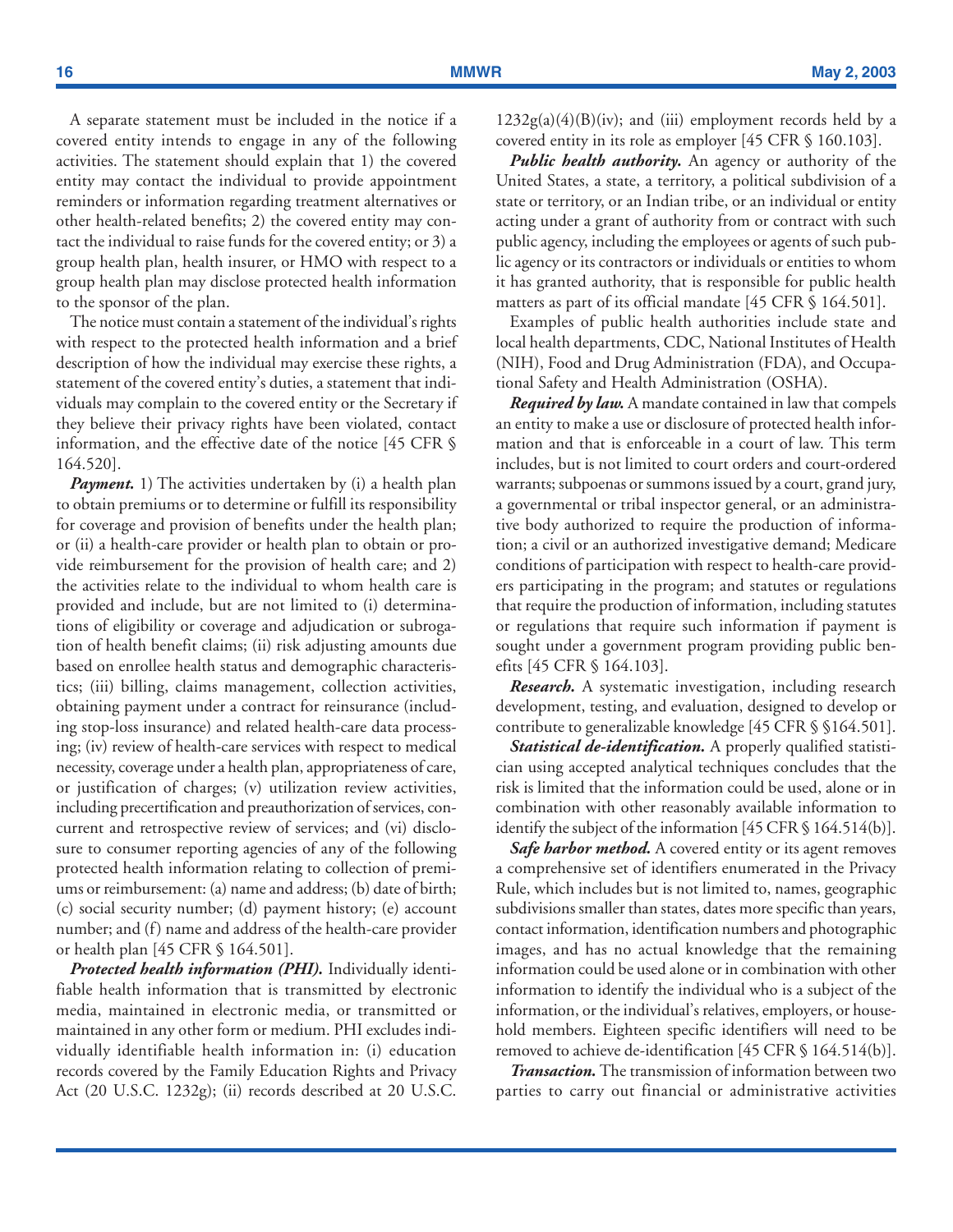A separate statement must be included in the notice if a covered entity intends to engage in any of the following activities. The statement should explain that 1) the covered entity may contact the individual to provide appointment reminders or information regarding treatment alternatives or other health-related benefits; 2) the covered entity may contact the individual to raise funds for the covered entity; or 3) a group health plan, health insurer, or HMO with respect to a group health plan may disclose protected health information to the sponsor of the plan.

The notice must contain a statement of the individual's rights with respect to the protected health information and a brief description of how the individual may exercise these rights, a statement of the covered entity's duties, a statement that individuals may complain to the covered entity or the Secretary if they believe their privacy rights have been violated, contact information, and the effective date of the notice [45 CFR § 164.520].

***Payment.*** 1) The activities undertaken by (i) a health plan to obtain premiums or to determine or fulfill its responsibility for coverage and provision of benefits under the health plan; or (ii) a health-care provider or health plan to obtain or provide reimbursement for the provision of health care; and 2) the activities relate to the individual to whom health care is provided and include, but are not limited to (i) determinations of eligibility or coverage and adjudication or subrogation of health benefit claims; (ii) risk adjusting amounts due based on enrollee health status and demographic characteristics; (iii) billing, claims management, collection activities, obtaining payment under a contract for reinsurance (including stop-loss insurance) and related health-care data processing; (iv) review of health-care services with respect to medical necessity, coverage under a health plan, appropriateness of care, or justification of charges; (v) utilization review activities, including precertification and preauthorization of services, concurrent and retrospective review of services; and (vi) disclosure to consumer reporting agencies of any of the following protected health information relating to collection of premiums or reimbursement: (a) name and address; (b) date of birth; (c) social security number; (d) payment history; (e) account number; and (f) name and address of the health-care provider or health plan [45 CFR § 164.501].

***Protected health information (PHI).*** Individually identifiable health information that is transmitted by electronic media, maintained in electronic media, or transmitted or maintained in any other form or medium. PHI excludes individually identifiable health information in: (i) education records covered by the Family Education Rights and Privacy Act (20 U.S.C. 1232g); (ii) records described at 20 U.S.C. 1232g(a)(4)(B)(iv); and (iii) employment records held by a covered entity in its role as employer [45 CFR § 160.103].

***Public health authority.*** An agency or authority of the United States, a state, a territory, a political subdivision of a state or territory, or an Indian tribe, or an individual or entity acting under a grant of authority from or contract with such public agency, including the employees or agents of such public agency or its contractors or individuals or entities to whom it has granted authority, that is responsible for public health matters as part of its official mandate [45 CFR § 164.501].

Examples of public health authorities include state and local health departments, CDC, National Institutes of Health (NIH), Food and Drug Administration (FDA), and Occupational Safety and Health Administration (OSHA).

***Required by law.*** A mandate contained in law that compels an entity to make a use or disclosure of protected health information and that is enforceable in a court of law. This term includes, but is not limited to court orders and court-ordered warrants; subpoenas or summons issued by a court, grand jury, a governmental or tribal inspector general, or an administrative body authorized to require the production of information; a civil or an authorized investigative demand; Medicare conditions of participation with respect to health-care providers participating in the program; and statutes or regulations that require the production of information, including statutes or regulations that require such information if payment is sought under a government program providing public benefits [45 CFR § 164.103].

***Research.*** A systematic investigation, including research development, testing, and evaluation, designed to develop or contribute to generalizable knowledge [45 CFR § §164.501].

***Statistical de-identification.*** A properly qualified statistician using accepted analytical techniques concludes that the risk is limited that the information could be used, alone or in combination with other reasonably available information to identify the subject of the information [45 CFR § 164.514(b)].

***Safe harbor method.*** A covered entity or its agent removes a comprehensive set of identifiers enumerated in the Privacy Rule, which includes but is not limited to, names, geographic subdivisions smaller than states, dates more specific than years, contact information, identification numbers and photographic images, and has no actual knowledge that the remaining information could be used alone or in combination with other information to identify the individual who is a subject of the information, or the individual's relatives, employers, or household members. Eighteen specific identifiers will need to be removed to achieve de-identification [45 CFR § 164.514(b)].

***Transaction.*** The transmission of information between two parties to carry out financial or administrative activities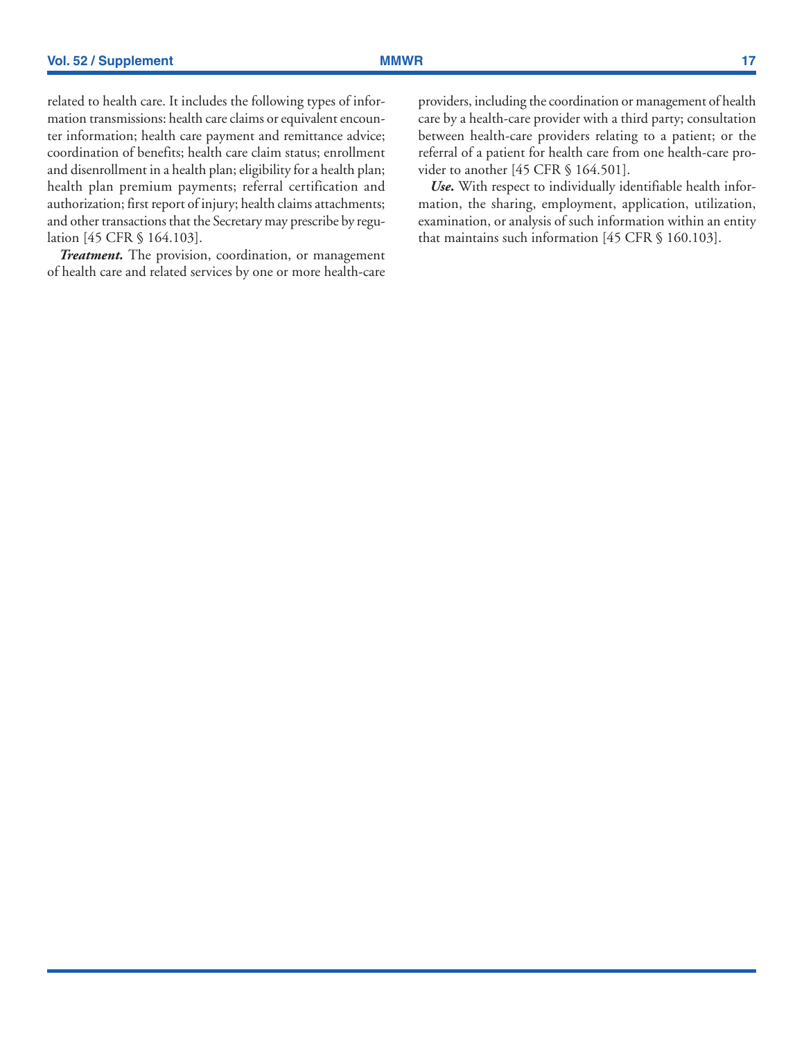related to health care. It includes the following types of information transmissions: health care claims or equivalent encounter information; health care payment and remittance advice; coordination of benefits; health care claim status; enrollment and disenrollment in a health plan; eligibility for a health plan; health plan premium payments; referral certification and authorization; first report of injury; health claims attachments; and other transactions that the Secretary may prescribe by regulation [45 CFR § 164.103].

***Treatment.*** The provision, coordination, or management of health care and related services by one or more health-care providers, including the coordination or management of health care by a health-care provider with a third party; consultation between health-care providers relating to a patient; or the referral of a patient for health care from one health-care provider to another [45 CFR § 164.501].

***Use.*** With respect to individually identifiable health information, the sharing, employment, application, utilization, examination, or analysis of such information within an entity that maintains such information [45 CFR § 160.103].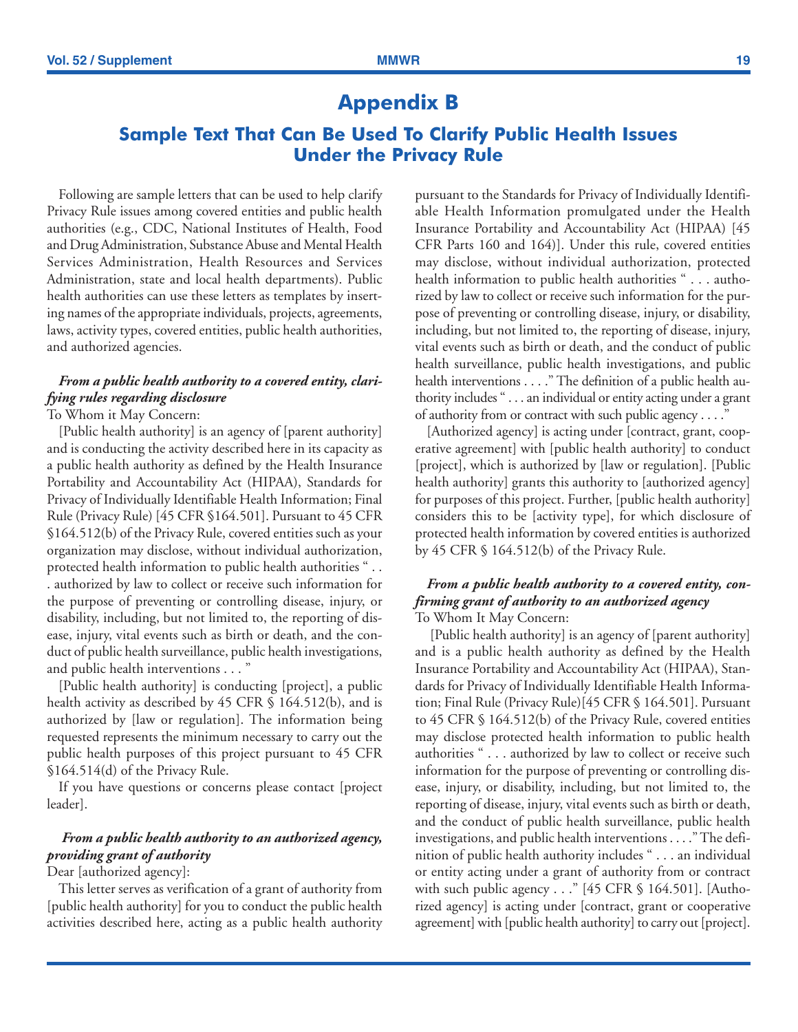# Appendix B

## Sample Text That Can Be Used To Clarify Public Health Issues Under the Privacy Rule

Following are sample letters that can be used to help clarify Privacy Rule issues among covered entities and public health authorities (e.g., CDC, National Institutes of Health, Food and Drug Administration, Substance Abuse and Mental Health Services Administration, Health Resources and Services Administration, state and local health departments). Public health authorities can use these letters as templates by inserting names of the appropriate individuals, projects, agreements, laws, activity types, covered entities, public health authorities, and authorized agencies.

***From a public health authority to a covered entity, clarifying rules regarding disclosure***

To Whom it May Concern:

[Public health authority] is an agency of [parent authority] and is conducting the activity described here in its capacity as a public health authority as defined by the Health Insurance Portability and Accountability Act (HIPAA), Standards for Privacy of Individually Identifiable Health Information; Final Rule (Privacy Rule) [45 CFR §164.501]. Pursuant to 45 CFR §164.512(b) of the Privacy Rule, covered entities such as your organization may disclose, without individual authorization, protected health information to public health authorities " . . . authorized by law to collect or receive such information for the purpose of preventing or controlling disease, injury, or disability, including, but not limited to, the reporting of disease, injury, vital events such as birth or death, and the conduct of public health surveillance, public health investigations, and public health interventions . . . "

[Public health authority] is conducting [project], a public health activity as described by 45 CFR § 164.512(b), and is authorized by [law or regulation]. The information being requested represents the minimum necessary to carry out the public health purposes of this project pursuant to 45 CFR §164.514(d) of the Privacy Rule.

If you have questions or concerns please contact [project leader].

***From a public health authority to an authorized agency, providing grant of authority***

Dear [authorized agency]:

This letter serves as verification of a grant of authority from [public health authority] for you to conduct the public health activities described here, acting as a public health authority pursuant to the Standards for Privacy of Individually Identifiable Health Information promulgated under the Health Insurance Portability and Accountability Act (HIPAA) [45 CFR Parts 160 and 164)]. Under this rule, covered entities may disclose, without individual authorization, protected health information to public health authorities " . . . authorized by law to collect or receive such information for the purpose of preventing or controlling disease, injury, or disability, including, but not limited to, the reporting of disease, injury, vital events such as birth or death, and the conduct of public health surveillance, public health investigations, and public health interventions . . . ." The definition of a public health authority includes " . . . an individual or entity acting under a grant of authority from or contract with such public agency . . . ."

[Authorized agency] is acting under [contract, grant, cooperative agreement] with [public health authority] to conduct [project], which is authorized by [law or regulation]. [Public health authority] grants this authority to [authorized agency] for purposes of this project. Further, [public health authority] considers this to be [activity type], for which disclosure of protected health information by covered entities is authorized by 45 CFR § 164.512(b) of the Privacy Rule.

***From a public health authority to a covered entity, confirming grant of authority to an authorized agency***

To Whom It May Concern:

[Public health authority] is an agency of [parent authority] and is a public health authority as defined by the Health Insurance Portability and Accountability Act (HIPAA), Standards for Privacy of Individually Identifiable Health Information; Final Rule (Privacy Rule)[45 CFR § 164.501]. Pursuant to 45 CFR § 164.512(b) of the Privacy Rule, covered entities may disclose protected health information to public health authorities " . . . authorized by law to collect or receive such information for the purpose of preventing or controlling disease, injury, or disability, including, but not limited to, the reporting of disease, injury, vital events such as birth or death, and the conduct of public health surveillance, public health investigations, and public health interventions . . . ." The definition of public health authority includes " . . . an individual or entity acting under a grant of authority from or contract with such public agency . . ." [45 CFR § 164.501]. [Authorized agency] is acting under [contract, grant or cooperative agreement] with [public health authority] to carry out [project].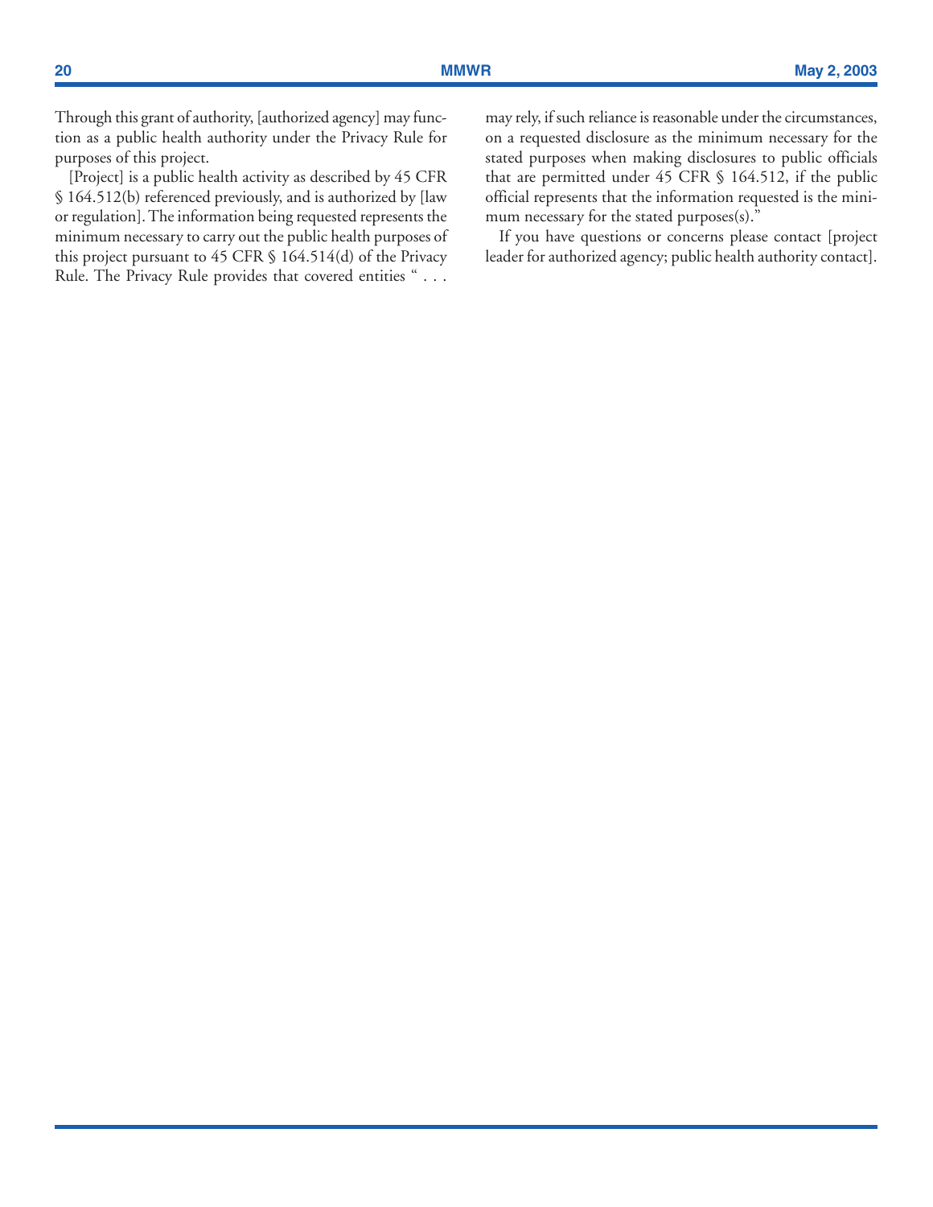Through this grant of authority, [authorized agency] may function as a public health authority under the Privacy Rule for purposes of this project.

[Project] is a public health activity as described by 45 CFR § 164.512(b) referenced previously, and is authorized by [law or regulation]. The information being requested represents the minimum necessary to carry out the public health purposes of this project pursuant to 45 CFR § 164.514(d) of the Privacy Rule. The Privacy Rule provides that covered entities " . . . may rely, if such reliance is reasonable under the circumstances, on a requested disclosure as the minimum necessary for the stated purposes when making disclosures to public officials that are permitted under 45 CFR § 164.512, if the public official represents that the information requested is the minimum necessary for the stated purposes(s)."

If you have questions or concerns please contact [project leader for authorized agency; public health authority contact].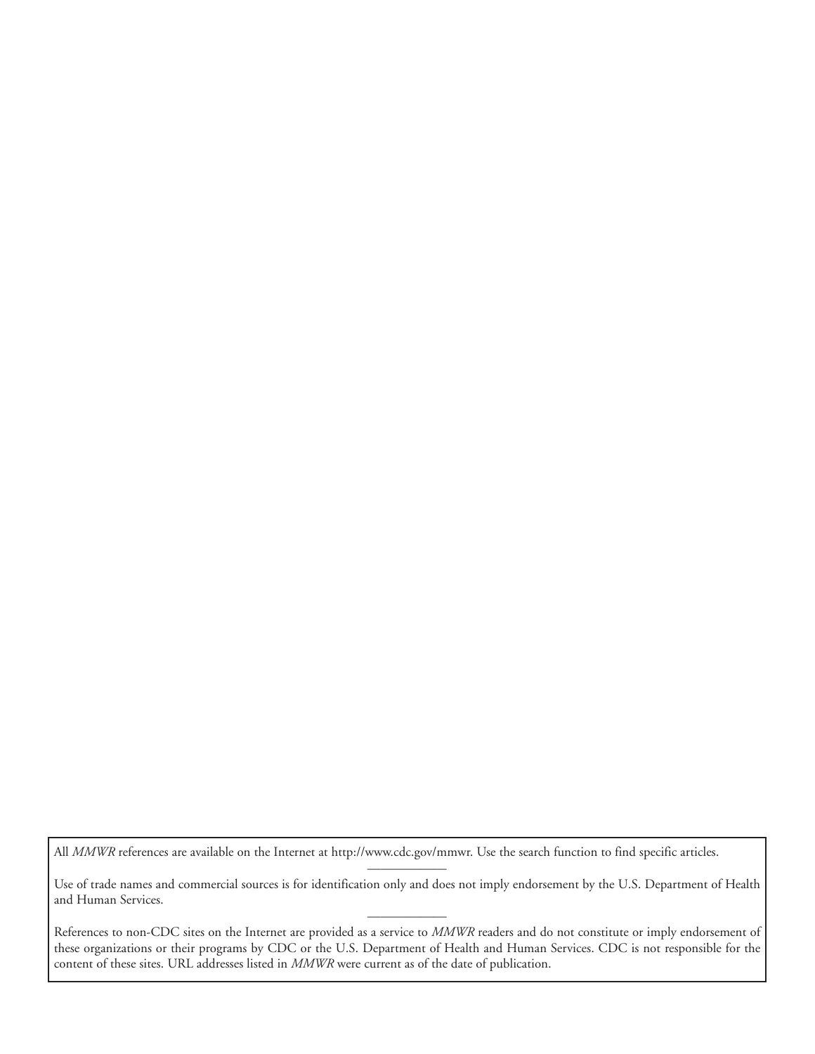All *MMWR* references are available on the Internet at http://www.cdc.gov/mmwr. Use the search function to find specific articles.

---

Use of trade names and commercial sources is for identification only and does not imply endorsement by the U.S. Department of Health and Human Services.

---

References to non-CDC sites on the Internet are provided as a service to *MMWR* readers and do not constitute or imply endorsement of these organizations or their programs by CDC or the U.S. Department of Health and Human Services. CDC is not responsible for the content of these sites. URL addresses listed in *MMWR* were current as of the date of publication.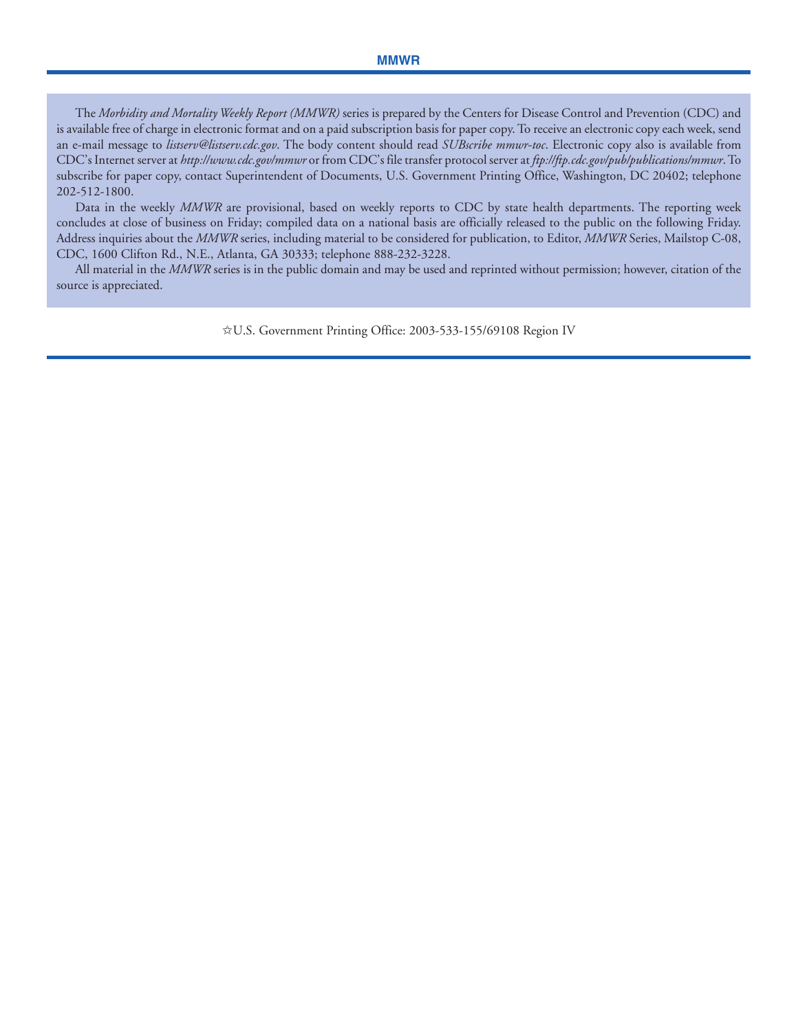The *Morbidity and Mortality Weekly Report (MMWR)* series is prepared by the Centers for Disease Control and Prevention (CDC) and is available free of charge in electronic format and on a paid subscription basis for paper copy. To receive an electronic copy each week, send an e-mail message to *listserv@listserv.cdc.gov*. The body content should read *SUBscribe mmwr-toc*. Electronic copy also is available from CDC's Internet server at ***http://www.cdc.gov/mmwr*** or from CDC's file transfer protocol server at ***ftp://ftp.cdc.gov/pub/publications/mmwr***. To subscribe for paper copy, contact Superintendent of Documents, U.S. Government Printing Office, Washington, DC 20402; telephone 202-512-1800.

Data in the weekly *MMWR* are provisional, based on weekly reports to CDC by state health departments. The reporting week concludes at close of business on Friday; compiled data on a national basis are officially released to the public on the following Friday. Address inquiries about the *MMWR* series, including material to be considered for publication, to Editor, *MMWR* Series, Mailstop C-08, CDC, 1600 Clifton Rd., N.E., Atlanta, GA 30333; telephone 888-232-3228.

All material in the *MMWR* series is in the public domain and may be used and reprinted without permission; however, citation of the source is appreciated.

☆U.S. Government Printing Office: 2003-533-155/69108 Region IV